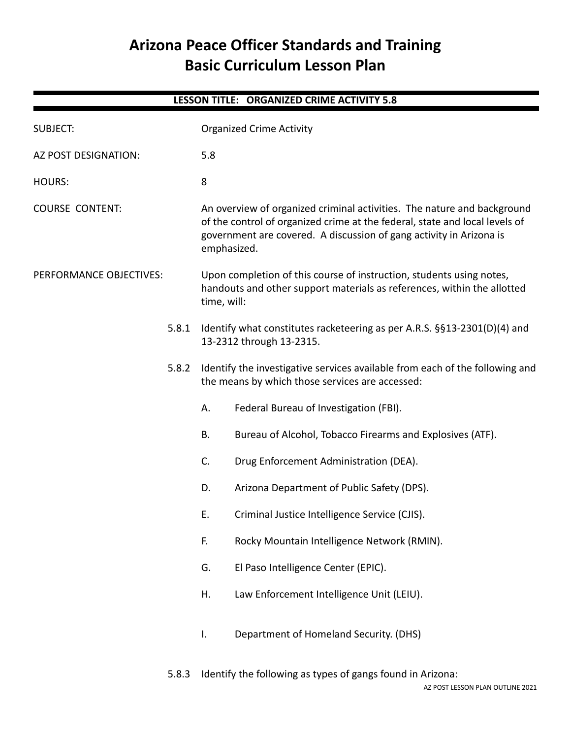# Arizona Peace Officer Standards and Training Basic Curriculum Lesson Plan

**LESSON TITLE: ORGANIZED CRIME ACTIVITY 5.8**

SUBJECT: Organized Crime Activity

AZ POST DESIGNATION: 5.8

HOURS: 8

COURSE CONTENT: An overview of organized criminal activities. The nature and background of the control of organized crime at the federal, state and local levels of government are covered. A discussion of gang activity in Arizona is emphasized.

PERFORMANCE OBJECTIVES: Upon completion of this course of instruction, students using notes, handouts and other support materials as references, within the allotted time, will:

5.8.1 Identify what constitutes racketeering as per A.R.S. §§13-2301(D)(4) and 13-2312 through 13-2315.

5.8.2 Identify the investigative services available from each of the following and the means by which those services are accessed:

A. Federal Bureau of Investigation (FBI).

B. Bureau of Alcohol, Tobacco Firearms and Explosives (ATF).

C. Drug Enforcement Administration (DEA).

D. Arizona Department of Public Safety (DPS).

E. Criminal Justice Intelligence Service (CJIS).

F. Rocky Mountain Intelligence Network (RMIN).

G. El Paso Intelligence Center (EPIC).

H. Law Enforcement Intelligence Unit (LEIU).

I. Department of Homeland Security. (DHS)

5.8.3 Identify the following as types of gangs found in Arizona: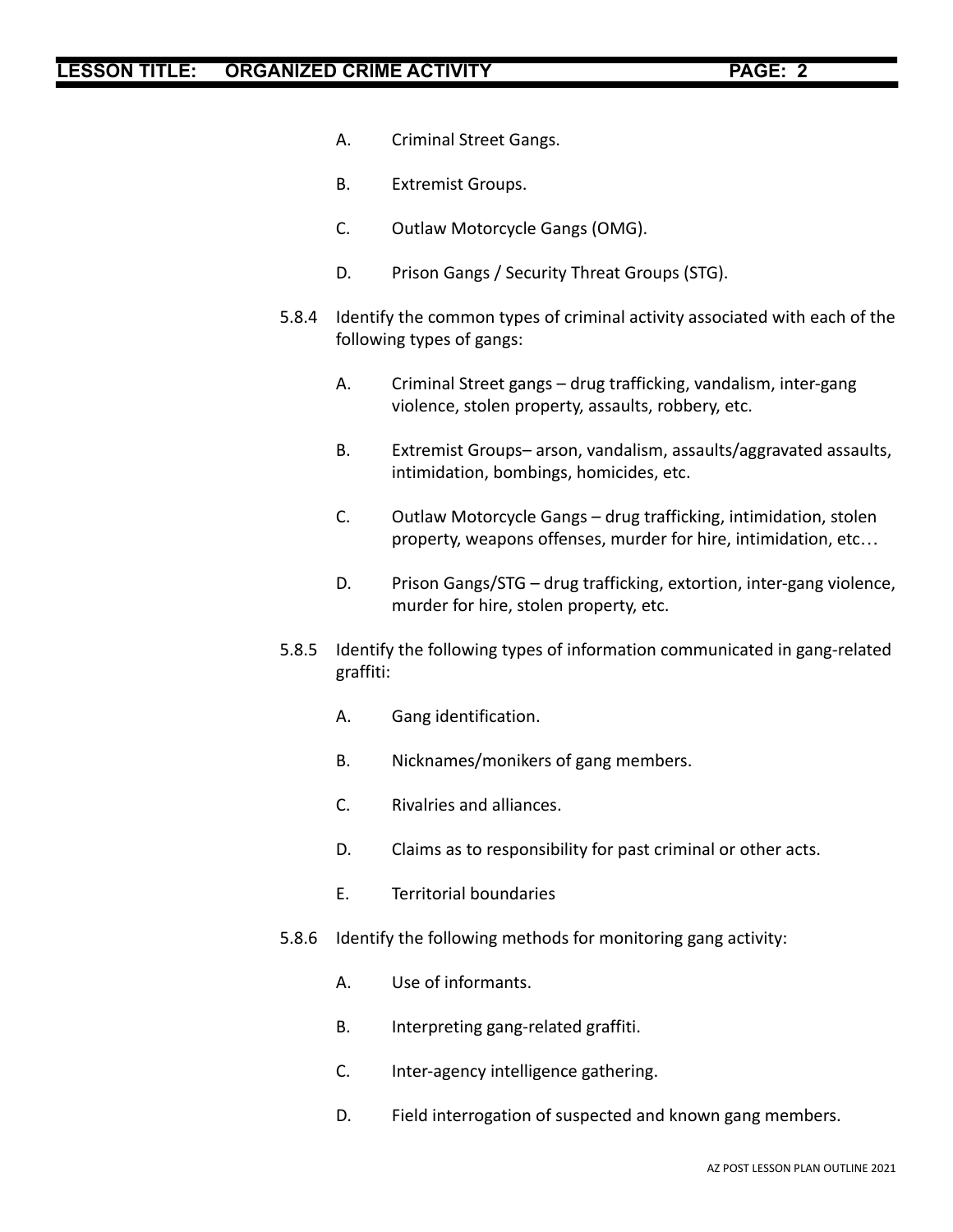A. Criminal Street Gangs.

B. Extremist Groups.

C. Outlaw Motorcycle Gangs (OMG).

D. Prison Gangs / Security Threat Groups (STG).

5.8.4 Identify the common types of criminal activity associated with each of the following types of gangs:

A. Criminal Street gangs – drug trafficking, vandalism, inter-gang violence, stolen property, assaults, robbery, etc.

B. Extremist Groups– arson, vandalism, assaults/aggravated assaults, intimidation, bombings, homicides, etc.

C. Outlaw Motorcycle Gangs – drug trafficking, intimidation, stolen property, weapons offenses, murder for hire, intimidation, etc…

D. Prison Gangs/STG – drug trafficking, extortion, inter-gang violence, murder for hire, stolen property, etc.

5.8.5 Identify the following types of information communicated in gang-related graffiti:

A. Gang identification.

B. Nicknames/monikers of gang members.

C. Rivalries and alliances.

D. Claims as to responsibility for past criminal or other acts.

E. Territorial boundaries

5.8.6 Identify the following methods for monitoring gang activity:

A. Use of informants.

B. Interpreting gang-related graffiti.

C. Inter-agency intelligence gathering.

D. Field interrogation of suspected and known gang members.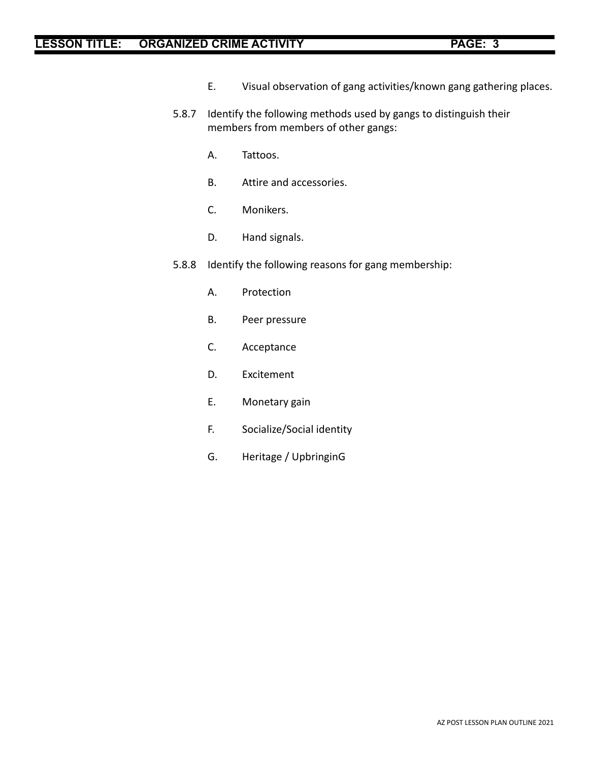E. Visual observation of gang activities/known gang gathering places.

5.8.7 Identify the following methods used by gangs to distinguish their members from members of other gangs:

A. Tattoos.

B. Attire and accessories.

C. Monikers.

D. Hand signals.

5.8.8 Identify the following reasons for gang membership:

A. Protection

B. Peer pressure

C. Acceptance

D. Excitement

E. Monetary gain

F. Socialize/Social identity

G. Heritage / UpbringinG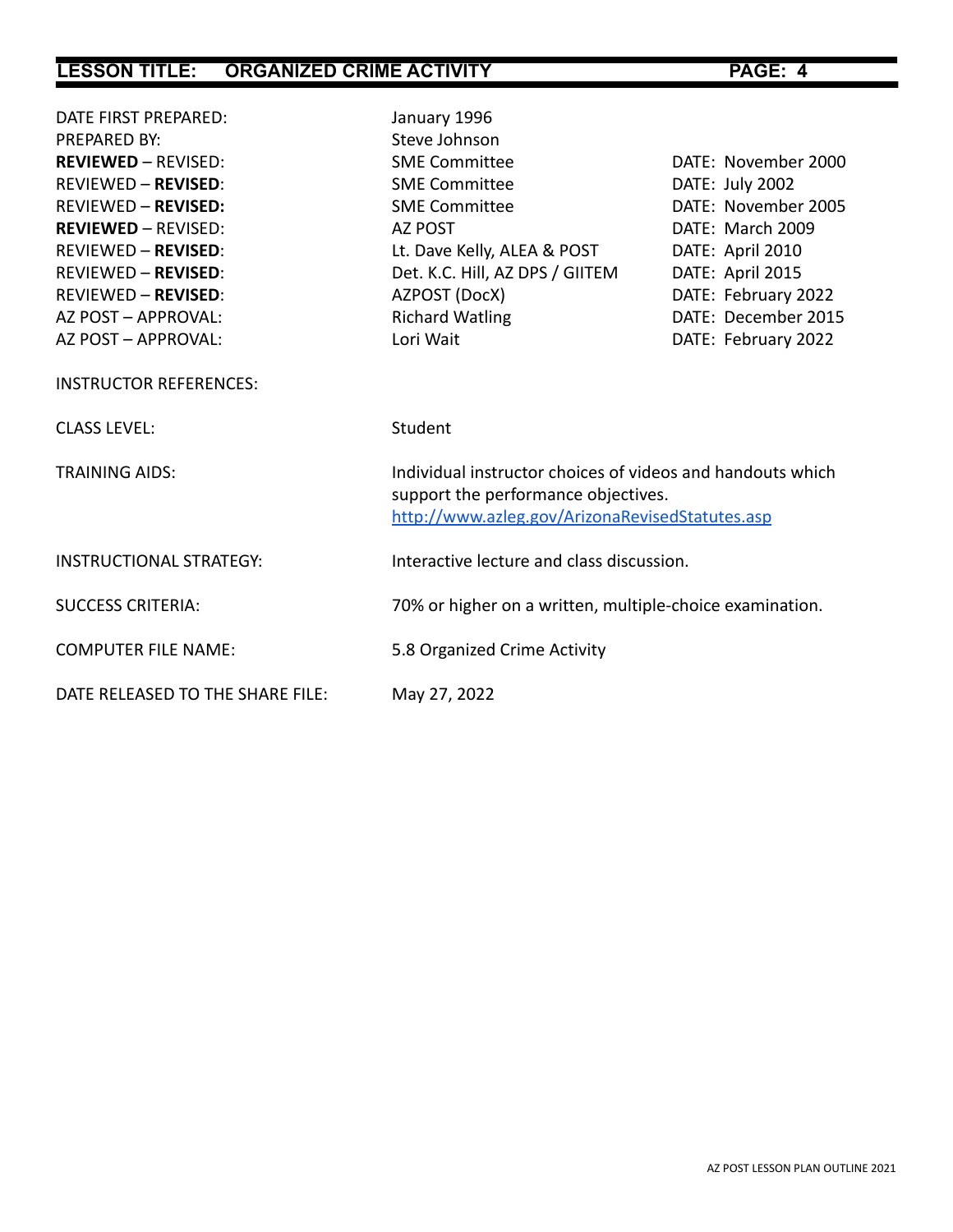| | | |
|---|---|---|
| DATE FIRST PREPARED: | January 1996 | |
| PREPARED BY: | Steve Johnson | |
| **REVIEWED** – REVISED: | SME Committee | DATE: November 2000 |
| REVIEWED – **REVISED**: | SME Committee | DATE: July 2002 |
| REVIEWED – **REVISED:** | SME Committee | DATE: November 2005 |
| **REVIEWED** – REVISED: | AZ POST | DATE: March 2009 |
| REVIEWED – **REVISED**: | Lt. Dave Kelly, ALEA & POST | DATE: April 2010 |
| REVIEWED – **REVISED**: | Det. K.C. Hill, AZ DPS / GIITEM | DATE: April 2015 |
| REVIEWED – **REVISED**: | AZPOST (DocX) | DATE: February 2022 |
| AZ POST – APPROVAL: | Richard Watling | DATE: December 2015 |
| AZ POST – APPROVAL: | Lori Wait | DATE: February 2022 |

INSTRUCTOR REFERENCES:

CLASS LEVEL: Student

TRAINING AIDS: Individual instructor choices of videos and handouts which support the performance objectives.
[http://www.azleg.gov/ArizonaRevisedStatutes.asp](http://www.azleg.gov/ArizonaRevisedStatutes.asp)

INSTRUCTIONAL STRATEGY: Interactive lecture and class discussion.

SUCCESS CRITERIA: 70% or higher on a written, multiple-choice examination.

COMPUTER FILE NAME: 5.8 Organized Crime Activity

DATE RELEASED TO THE SHARE FILE: May 27, 2022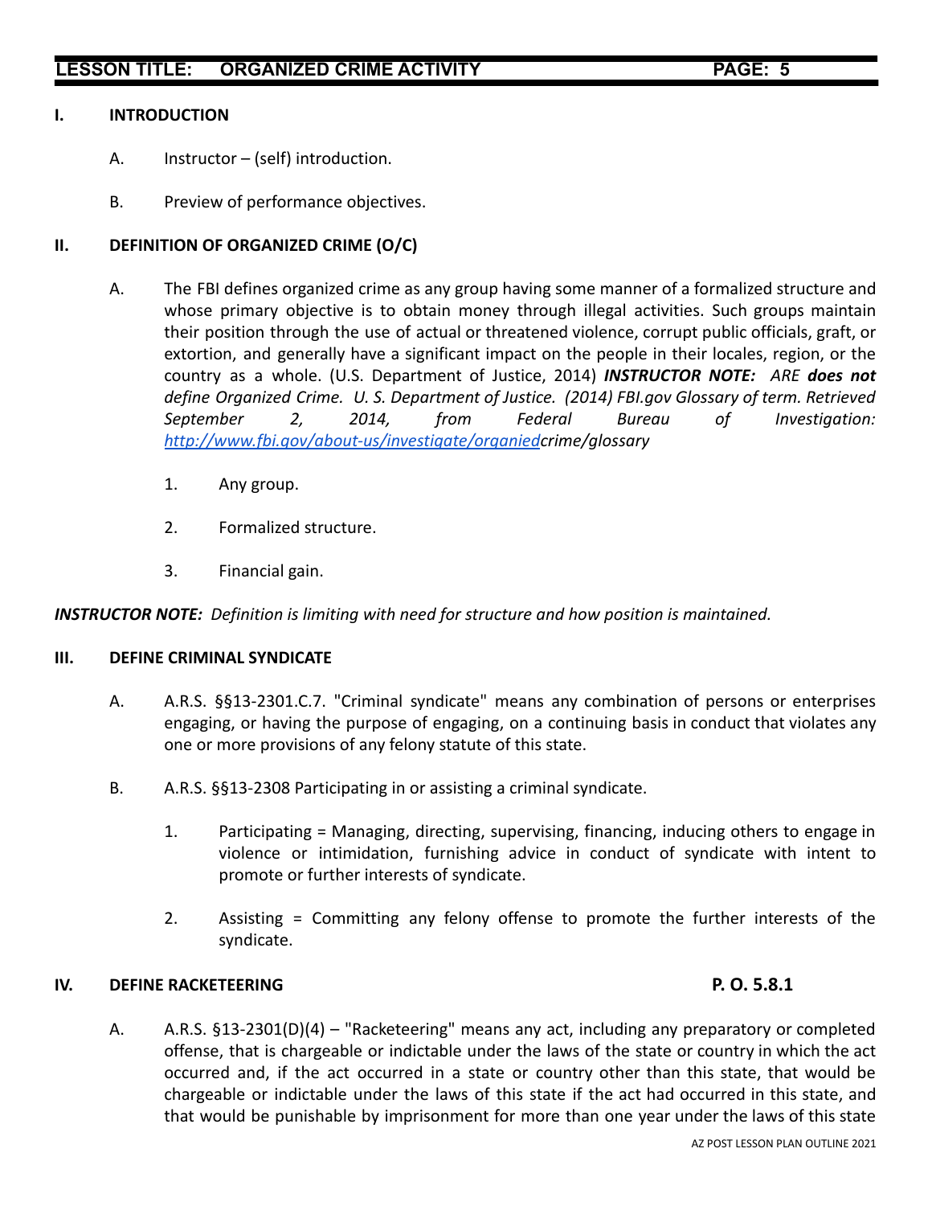## I. INTRODUCTION

A. Instructor – (self) introduction.

B. Preview of performance objectives.

## II. DEFINITION OF ORGANIZED CRIME (O/C)

A. The FBI defines organized crime as any group having some manner of a formalized structure and whose primary objective is to obtain money through illegal activities. Such groups maintain their position through the use of actual or threatened violence, corrupt public officials, graft, or extortion, and generally have a significant impact on the people in their locales, region, or the country as a whole. (U.S. Department of Justice, 2014) ***INSTRUCTOR NOTE:*** *ARE* ***does not*** *define Organized Crime. U. S. Department of Justice. (2014) FBI.gov Glossary of term. Retrieved September 2, 2014, from Federal Bureau of Investigation: [http://www.fbi.gov/about-us/investigate/organied](http://www.fbi.gov/about-us/investigate/organied)crime/glossary*

1. Any group.

2. Formalized structure.

3. Financial gain.

***INSTRUCTOR NOTE:*** *Definition is limiting with need for structure and how position is maintained.*

## III. DEFINE CRIMINAL SYNDICATE

A. A.R.S. §§13-2301.C.7. "Criminal syndicate" means any combination of persons or enterprises engaging, or having the purpose of engaging, on a continuing basis in conduct that violates any one or more provisions of any felony statute of this state.

B. A.R.S. §§13-2308 Participating in or assisting a criminal syndicate.

1. Participating = Managing, directing, supervising, financing, inducing others to engage in violence or intimidation, furnishing advice in conduct of syndicate with intent to promote or further interests of syndicate.

2. Assisting = Committing any felony offense to promote the further interests of the syndicate.

## IV. DEFINE RACKETEERING **P. O. 5.8.1**

A. A.R.S. §13-2301(D)(4) – "Racketeering" means any act, including any preparatory or completed offense, that is chargeable or indictable under the laws of the state or country in which the act occurred and, if the act occurred in a state or country other than this state, that would be chargeable or indictable under the laws of this state if the act had occurred in this state, and that would be punishable by imprisonment for more than one year under the laws of this state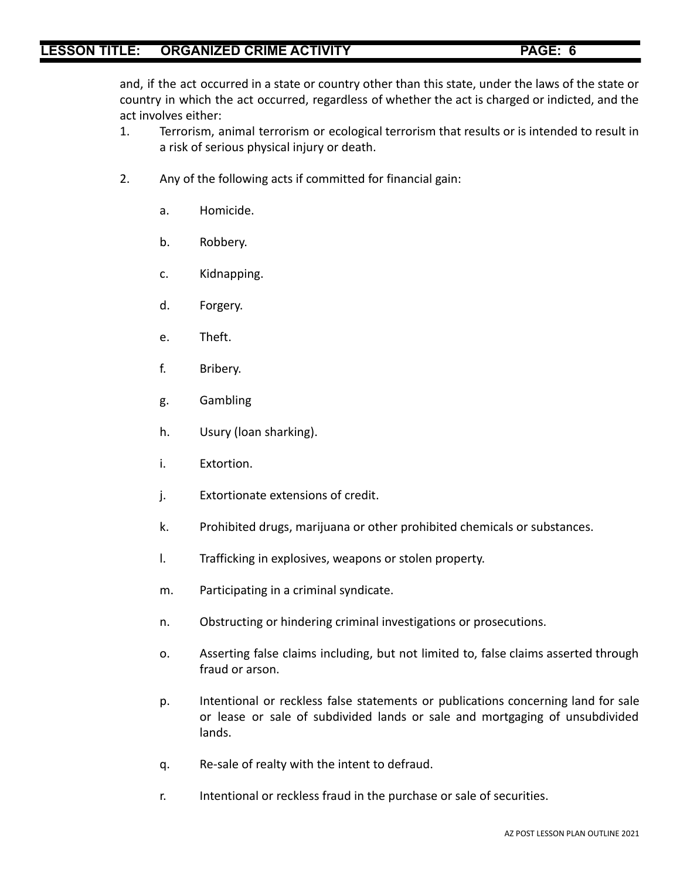and, if the act occurred in a state or country other than this state, under the laws of the state or country in which the act occurred, regardless of whether the act is charged or indicted, and the act involves either:

1. Terrorism, animal terrorism or ecological terrorism that results or is intended to result in a risk of serious physical injury or death.

2. Any of the following acts if committed for financial gain:

   a. Homicide.

   b. Robbery.

   c. Kidnapping.

   d. Forgery.

   e. Theft.

   f. Bribery.

   g. Gambling

   h. Usury (loan sharking).

   i. Extortion.

   j. Extortionate extensions of credit.

   k. Prohibited drugs, marijuana or other prohibited chemicals or substances.

   l. Trafficking in explosives, weapons or stolen property.

   m. Participating in a criminal syndicate.

   n. Obstructing or hindering criminal investigations or prosecutions.

   o. Asserting false claims including, but not limited to, false claims asserted through fraud or arson.

   p. Intentional or reckless false statements or publications concerning land for sale or lease or sale of subdivided lands or sale and mortgaging of unsubdivided lands.

   q. Re-sale of realty with the intent to defraud.

   r. Intentional or reckless fraud in the purchase or sale of securities.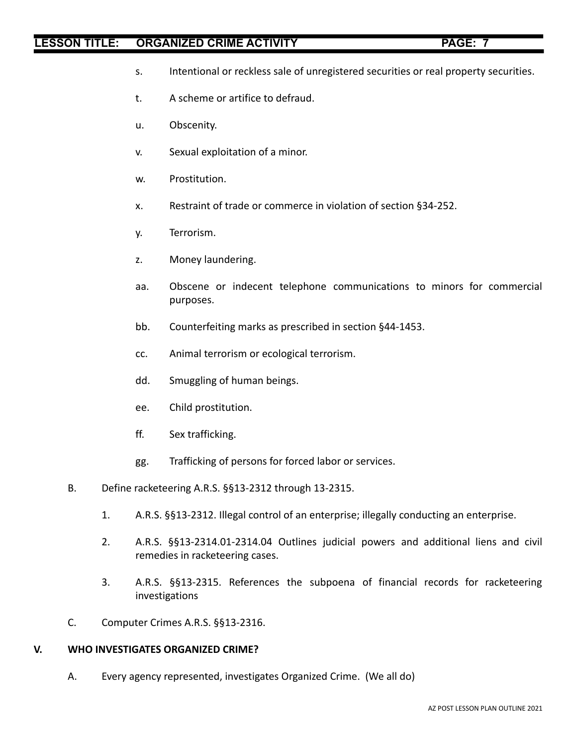s. Intentional or reckless sale of unregistered securities or real property securities.

t. A scheme or artifice to defraud.

u. Obscenity.

v. Sexual exploitation of a minor.

w. Prostitution.

x. Restraint of trade or commerce in violation of section §34-252.

y. Terrorism.

z. Money laundering.

aa. Obscene or indecent telephone communications to minors for commercial purposes.

bb. Counterfeiting marks as prescribed in section §44-1453.

cc. Animal terrorism or ecological terrorism.

dd. Smuggling of human beings.

ee. Child prostitution.

ff. Sex trafficking.

gg. Trafficking of persons for forced labor or services.

B. Define racketeering A.R.S. §§13-2312 through 13-2315.

1. A.R.S. §§13-2312. Illegal control of an enterprise; illegally conducting an enterprise.

2. A.R.S. §§13-2314.01-2314.04 Outlines judicial powers and additional liens and civil remedies in racketeering cases.

3. A.R.S. §§13-2315. References the subpoena of financial records for racketeering investigations

C. Computer Crimes A.R.S. §§13-2316.

## V. WHO INVESTIGATES ORGANIZED CRIME?

A. Every agency represented, investigates Organized Crime. (We all do)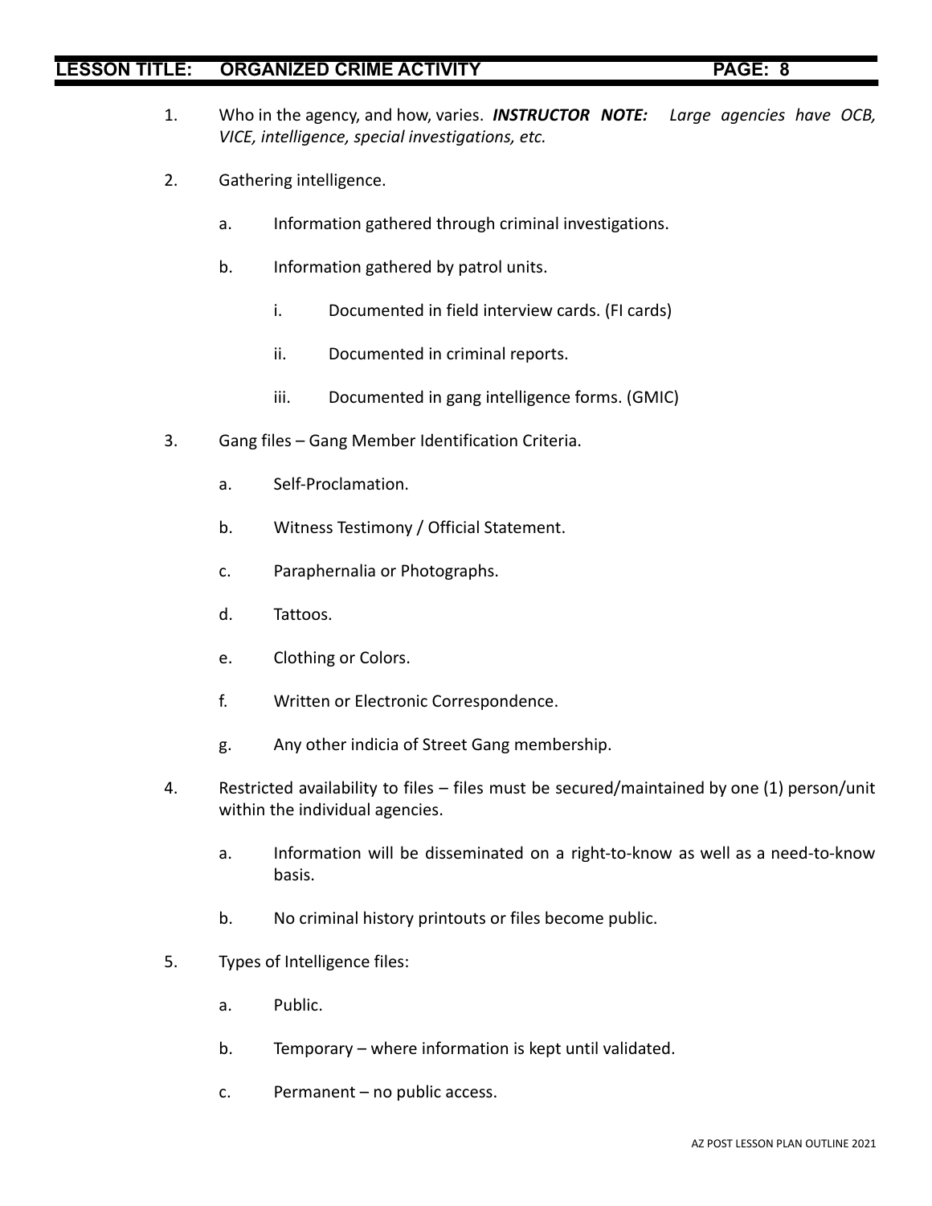1. Who in the agency, and how, varies. ***INSTRUCTOR NOTE:*** *Large agencies have OCB, VICE, intelligence, special investigations, etc.*

2. Gathering intelligence.

   a. Information gathered through criminal investigations.

   b. Information gathered by patrol units.

      i. Documented in field interview cards. (FI cards)

      ii. Documented in criminal reports.

      iii. Documented in gang intelligence forms. (GMIC)

3. Gang files – Gang Member Identification Criteria.

   a. Self-Proclamation.

   b. Witness Testimony / Official Statement.

   c. Paraphernalia or Photographs.

   d. Tattoos.

   e. Clothing or Colors.

   f. Written or Electronic Correspondence.

   g. Any other indicia of Street Gang membership.

4. Restricted availability to files – files must be secured/maintained by one (1) person/unit within the individual agencies.

   a. Information will be disseminated on a right-to-know as well as a need-to-know basis.

   b. No criminal history printouts or files become public.

5. Types of Intelligence files:

   a. Public.

   b. Temporary – where information is kept until validated.

   c. Permanent – no public access.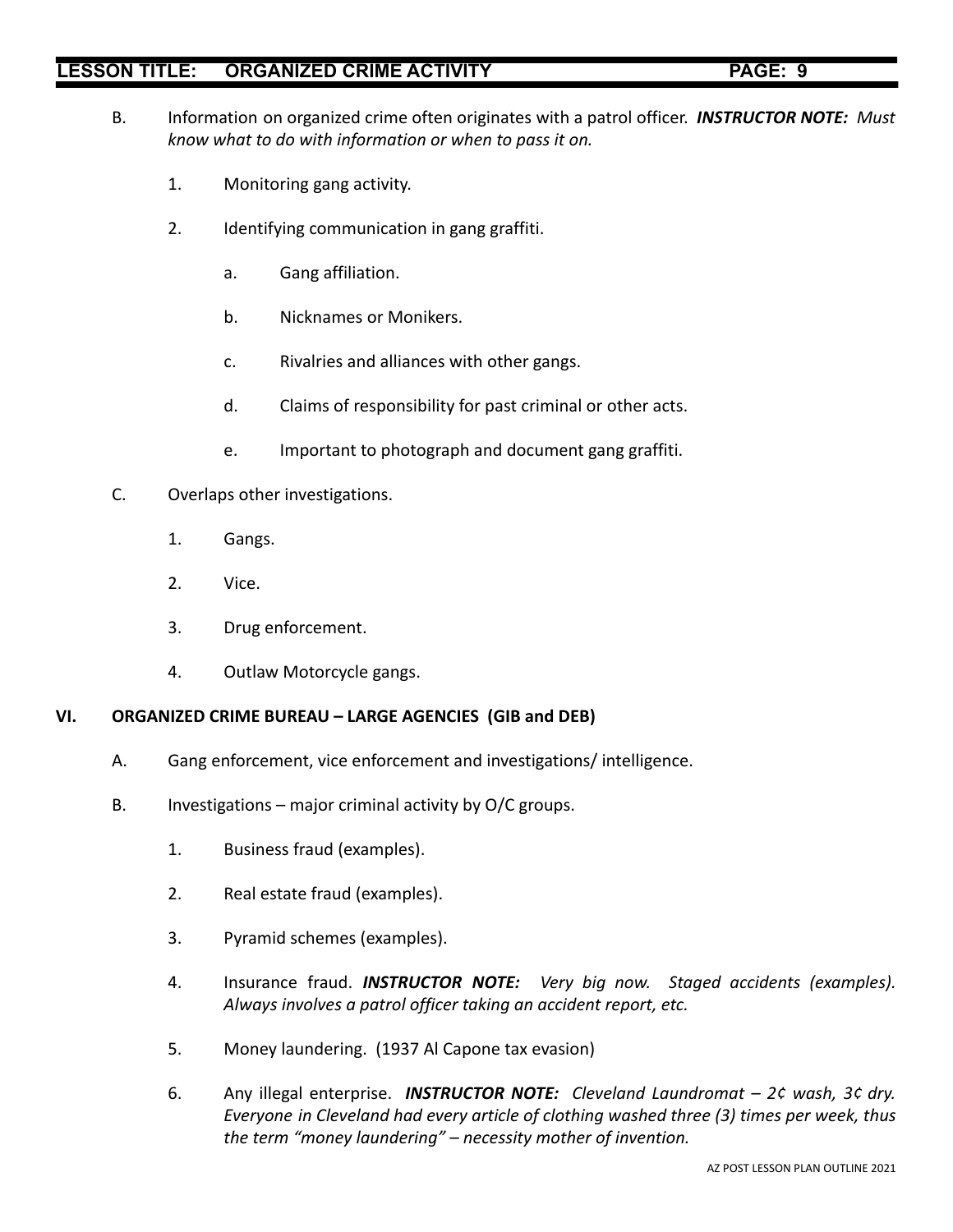B. Information on organized crime often originates with a patrol officer. ***INSTRUCTOR NOTE:*** *Must know what to do with information or when to pass it on.*

   1. Monitoring gang activity.

   2. Identifying communication in gang graffiti.

      a. Gang affiliation.

      b. Nicknames or Monikers.

      c. Rivalries and alliances with other gangs.

      d. Claims of responsibility for past criminal or other acts.

      e. Important to photograph and document gang graffiti.

C. Overlaps other investigations.

   1. Gangs.

   2. Vice.

   3. Drug enforcement.

   4. Outlaw Motorcycle gangs.

## VI. ORGANIZED CRIME BUREAU – LARGE AGENCIES (GIB and DEB)

A. Gang enforcement, vice enforcement and investigations/ intelligence.

B. Investigations – major criminal activity by O/C groups.

   1. Business fraud (examples).

   2. Real estate fraud (examples).

   3. Pyramid schemes (examples).

   4. Insurance fraud. ***INSTRUCTOR NOTE:*** *Very big now. Staged accidents (examples). Always involves a patrol officer taking an accident report, etc.*

   5. Money laundering. (1937 Al Capone tax evasion)

   6. Any illegal enterprise. ***INSTRUCTOR NOTE:*** *Cleveland Laundromat – 2¢ wash, 3¢ dry. Everyone in Cleveland had every article of clothing washed three (3) times per week, thus the term "money laundering" – necessity mother of invention.*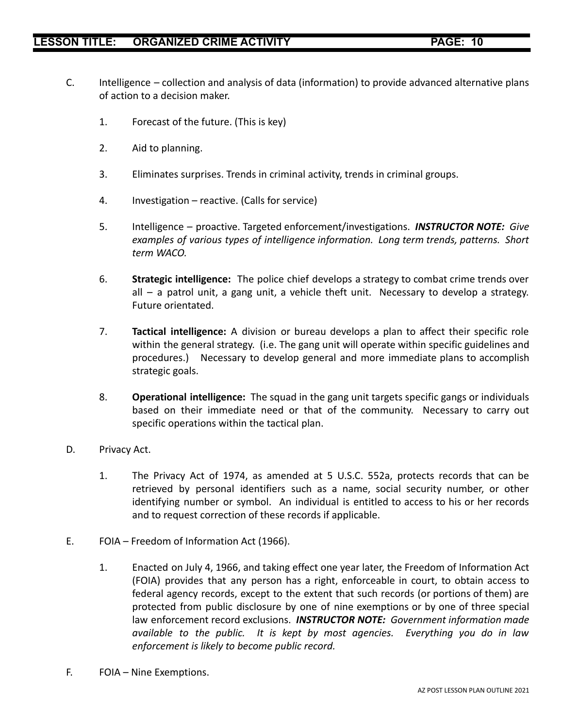C. Intelligence – collection and analysis of data (information) to provide advanced alternative plans of action to a decision maker.

1. Forecast of the future. (This is key)

2. Aid to planning.

3. Eliminates surprises. Trends in criminal activity, trends in criminal groups.

4. Investigation – reactive. (Calls for service)

5. Intelligence – proactive. Targeted enforcement/investigations. ***INSTRUCTOR NOTE:*** *Give examples of various types of intelligence information. Long term trends, patterns. Short term WACO.*

6. **Strategic intelligence:** The police chief develops a strategy to combat crime trends over all – a patrol unit, a gang unit, a vehicle theft unit. Necessary to develop a strategy. Future orientated.

7. **Tactical intelligence:** A division or bureau develops a plan to affect their specific role within the general strategy. (i.e. The gang unit will operate within specific guidelines and procedures.) Necessary to develop general and more immediate plans to accomplish strategic goals.

8. **Operational intelligence:** The squad in the gang unit targets specific gangs or individuals based on their immediate need or that of the community. Necessary to carry out specific operations within the tactical plan.

D. Privacy Act.

1. The Privacy Act of 1974, as amended at 5 U.S.C. 552a, protects records that can be retrieved by personal identifiers such as a name, social security number, or other identifying number or symbol. An individual is entitled to access to his or her records and to request correction of these records if applicable.

E. FOIA – Freedom of Information Act (1966).

1. Enacted on July 4, 1966, and taking effect one year later, the Freedom of Information Act (FOIA) provides that any person has a right, enforceable in court, to obtain access to federal agency records, except to the extent that such records (or portions of them) are protected from public disclosure by one of nine exemptions or by one of three special law enforcement record exclusions. ***INSTRUCTOR NOTE:*** *Government information made available to the public. It is kept by most agencies. Everything you do in law enforcement is likely to become public record.*

F. FOIA – Nine Exemptions.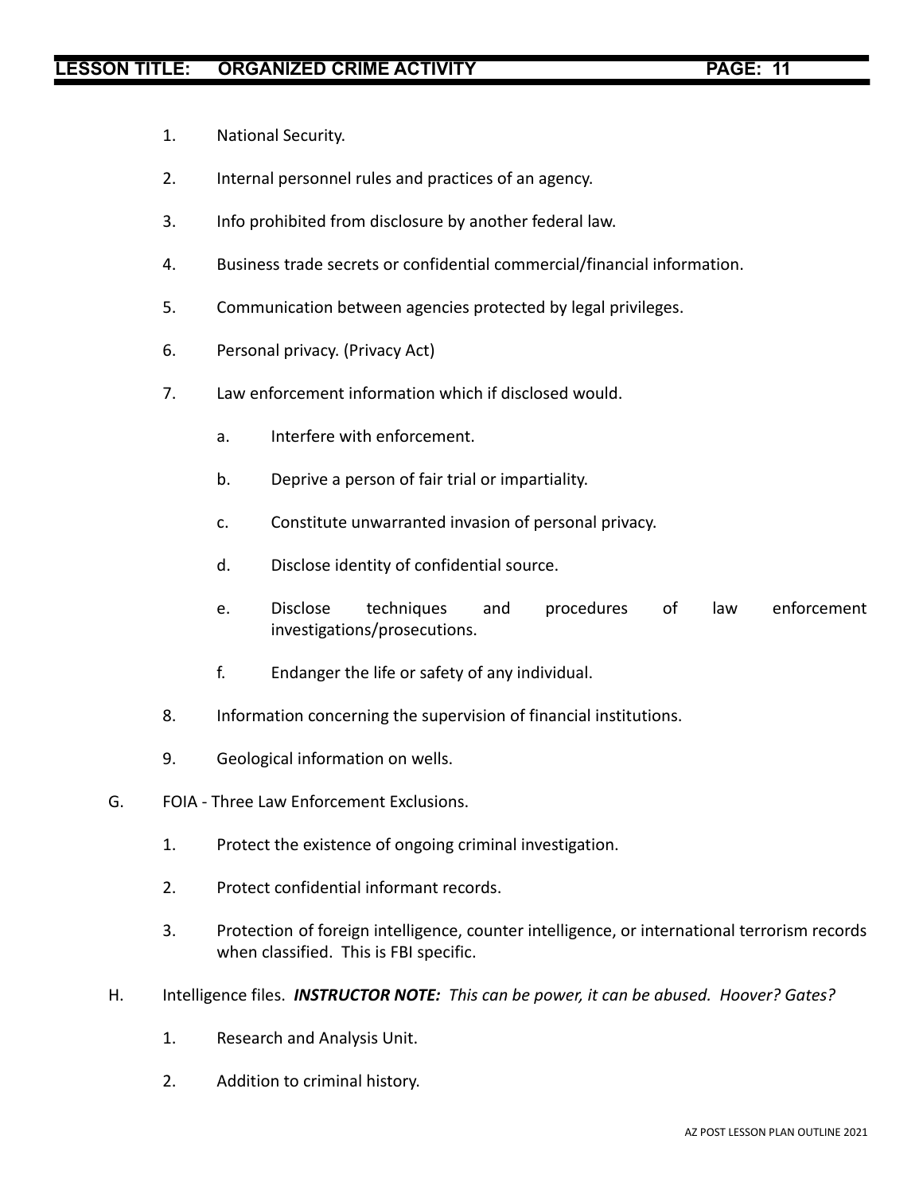1. National Security.

2. Internal personnel rules and practices of an agency.

3. Info prohibited from disclosure by another federal law.

4. Business trade secrets or confidential commercial/financial information.

5. Communication between agencies protected by legal privileges.

6. Personal privacy. (Privacy Act)

7. Law enforcement information which if disclosed would.

   a. Interfere with enforcement.

   b. Deprive a person of fair trial or impartiality.

   c. Constitute unwarranted invasion of personal privacy.

   d. Disclose identity of confidential source.

   e. Disclose techniques and procedures of law enforcement investigations/prosecutions.

   f. Endanger the life or safety of any individual.

8. Information concerning the supervision of financial institutions.

9. Geological information on wells.

G. FOIA - Three Law Enforcement Exclusions.

   1. Protect the existence of ongoing criminal investigation.

   2. Protect confidential informant records.

   3. Protection of foreign intelligence, counter intelligence, or international terrorism records when classified. This is FBI specific.

H. Intelligence files. ***INSTRUCTOR NOTE:*** *This can be power, it can be abused. Hoover? Gates?*

   1. Research and Analysis Unit.

   2. Addition to criminal history.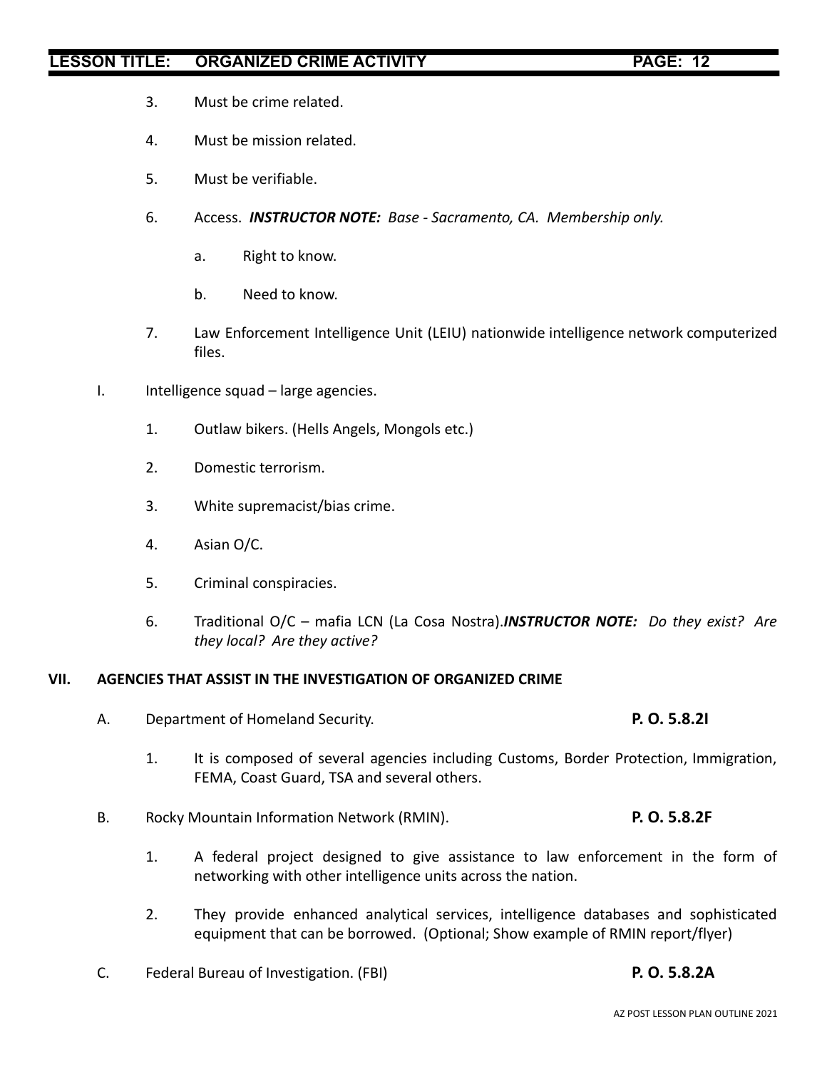3. Must be crime related.

4. Must be mission related.

5. Must be verifiable.

6. Access. ***INSTRUCTOR NOTE:*** *Base - Sacramento, CA. Membership only.*

   a. Right to know.

   b. Need to know.

7. Law Enforcement Intelligence Unit (LEIU) nationwide intelligence network computerized files.

I. Intelligence squad – large agencies.

1. Outlaw bikers. (Hells Angels, Mongols etc.)

2. Domestic terrorism.

3. White supremacist/bias crime.

4. Asian O/C.

5. Criminal conspiracies.

6. Traditional O/C – mafia LCN (La Cosa Nostra).***INSTRUCTOR NOTE:*** *Do they exist? Are they local? Are they active?*

## VII. AGENCIES THAT ASSIST IN THE INVESTIGATION OF ORGANIZED CRIME

A. Department of Homeland Security. **P. O. 5.8.2I**

1. It is composed of several agencies including Customs, Border Protection, Immigration, FEMA, Coast Guard, TSA and several others.

B. Rocky Mountain Information Network (RMIN). **P. O. 5.8.2F**

1. A federal project designed to give assistance to law enforcement in the form of networking with other intelligence units across the nation.

2. They provide enhanced analytical services, intelligence databases and sophisticated equipment that can be borrowed. (Optional; Show example of RMIN report/flyer)

C. Federal Bureau of Investigation. (FBI) **P. O. 5.8.2A**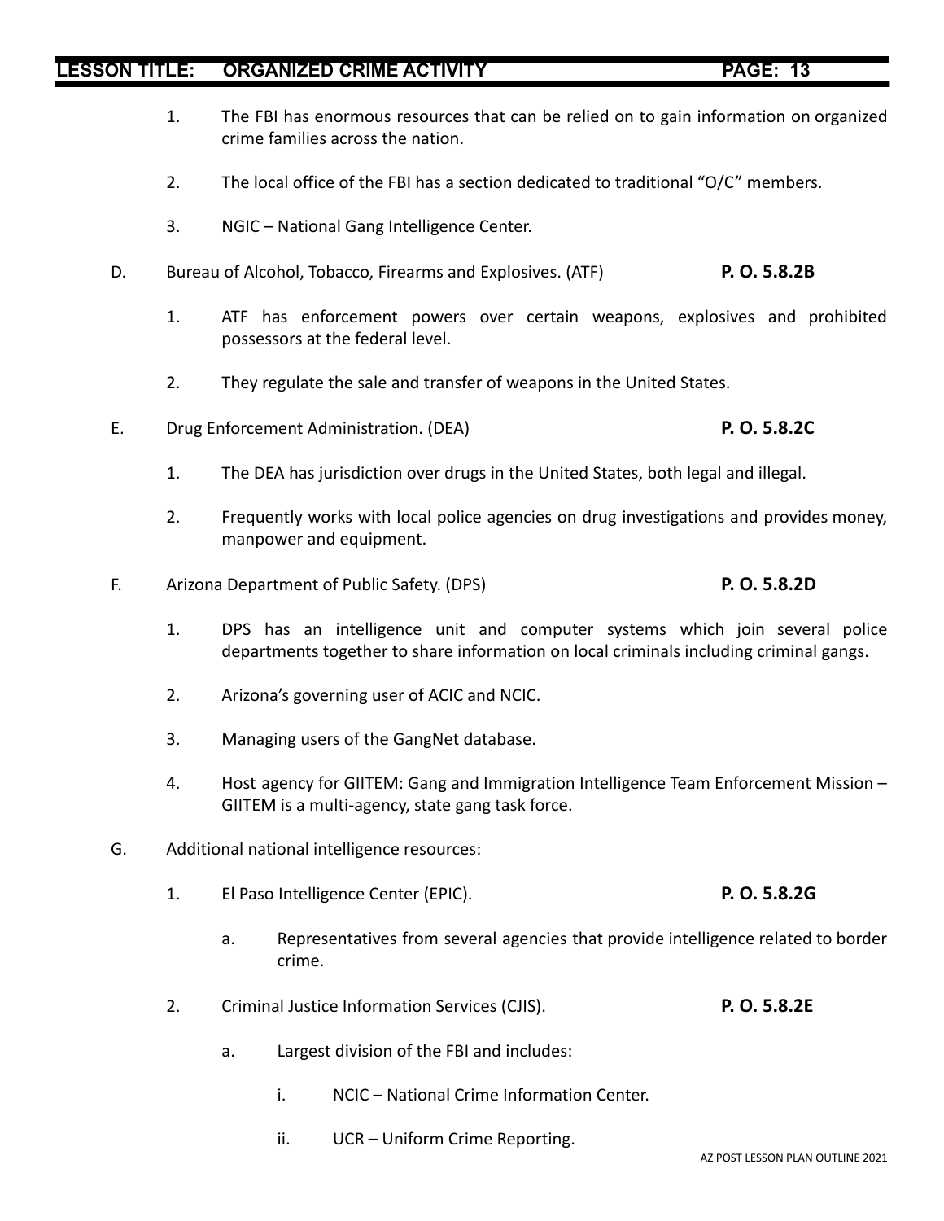1. The FBI has enormous resources that can be relied on to gain information on organized crime families across the nation.

2. The local office of the FBI has a section dedicated to traditional "O/C" members.

3. NGIC – National Gang Intelligence Center.

D. Bureau of Alcohol, Tobacco, Firearms and Explosives. (ATF) **P. O. 5.8.2B**

1. ATF has enforcement powers over certain weapons, explosives and prohibited possessors at the federal level.

2. They regulate the sale and transfer of weapons in the United States.

E. Drug Enforcement Administration. (DEA) **P. O. 5.8.2C**

1. The DEA has jurisdiction over drugs in the United States, both legal and illegal.

2. Frequently works with local police agencies on drug investigations and provides money, manpower and equipment.

F. Arizona Department of Public Safety. (DPS) **P. O. 5.8.2D**

1. DPS has an intelligence unit and computer systems which join several police departments together to share information on local criminals including criminal gangs.

2. Arizona's governing user of ACIC and NCIC.

3. Managing users of the GangNet database.

4. Host agency for GIITEM: Gang and Immigration Intelligence Team Enforcement Mission – GIITEM is a multi-agency, state gang task force.

G. Additional national intelligence resources:

1. El Paso Intelligence Center (EPIC). **P. O. 5.8.2G**

   a. Representatives from several agencies that provide intelligence related to border crime.

2. Criminal Justice Information Services (CJIS). **P. O. 5.8.2E**

   a. Largest division of the FBI and includes:

      i. NCIC – National Crime Information Center.

      ii. UCR – Uniform Crime Reporting.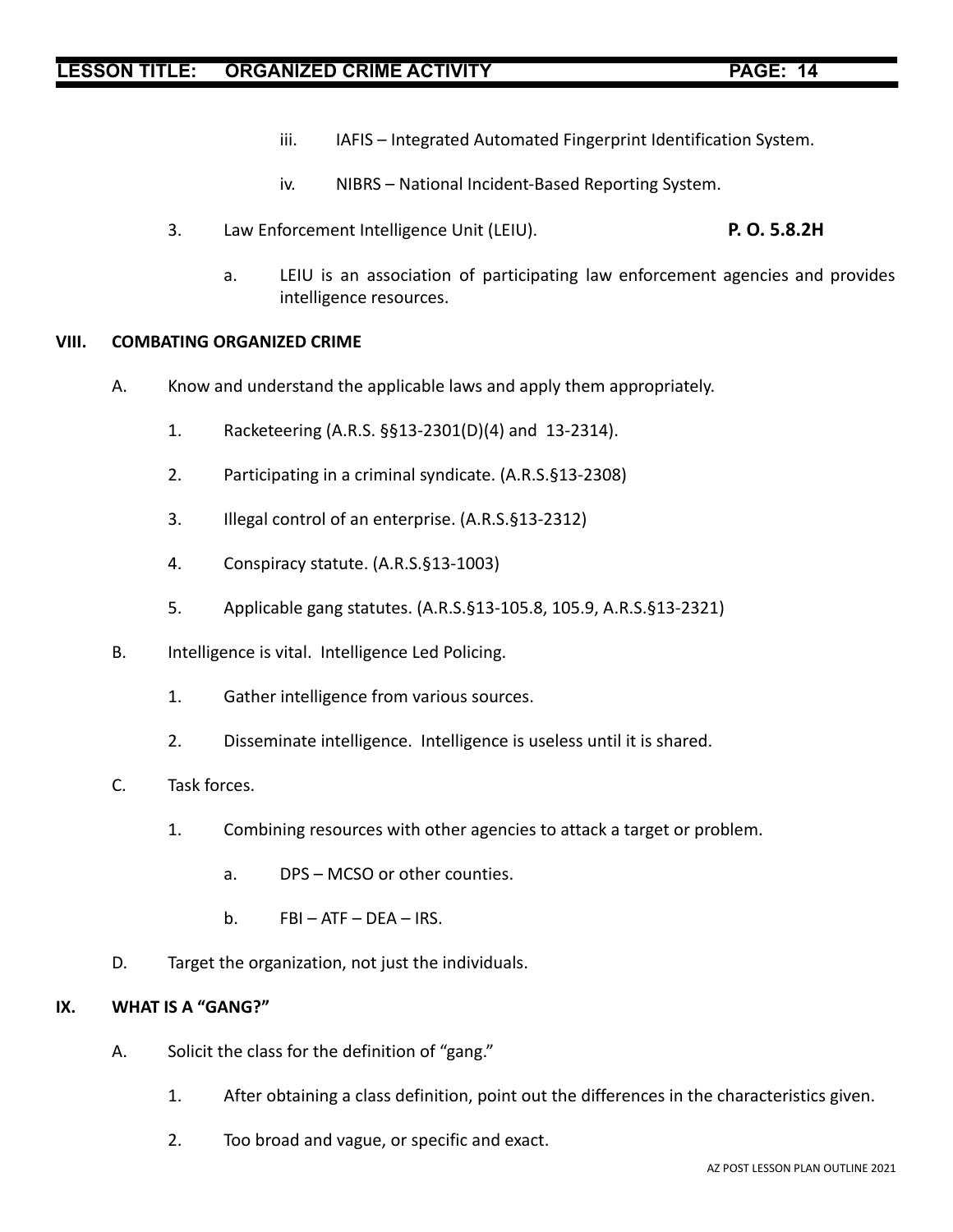iii. IAFIS – Integrated Automated Fingerprint Identification System.

iv. NIBRS – National Incident-Based Reporting System.

3. Law Enforcement Intelligence Unit (LEIU). **P. O. 5.8.2H**

   a. LEIU is an association of participating law enforcement agencies and provides intelligence resources.

## VIII. COMBATING ORGANIZED CRIME

A. Know and understand the applicable laws and apply them appropriately.

1. Racketeering (A.R.S. §§13-2301(D)(4) and 13-2314).
2. Participating in a criminal syndicate. (A.R.S.§13-2308)
3. Illegal control of an enterprise. (A.R.S.§13-2312)
4. Conspiracy statute. (A.R.S.§13-1003)
5. Applicable gang statutes. (A.R.S.§13-105.8, 105.9, A.R.S.§13-2321)

B. Intelligence is vital. Intelligence Led Policing.

1. Gather intelligence from various sources.
2. Disseminate intelligence. Intelligence is useless until it is shared.

C. Task forces.

1. Combining resources with other agencies to attack a target or problem.

   a. DPS – MCSO or other counties.

   b. FBI – ATF – DEA – IRS.

D. Target the organization, not just the individuals.

## IX. WHAT IS A "GANG?"

A. Solicit the class for the definition of "gang."

1. After obtaining a class definition, point out the differences in the characteristics given.
2. Too broad and vague, or specific and exact.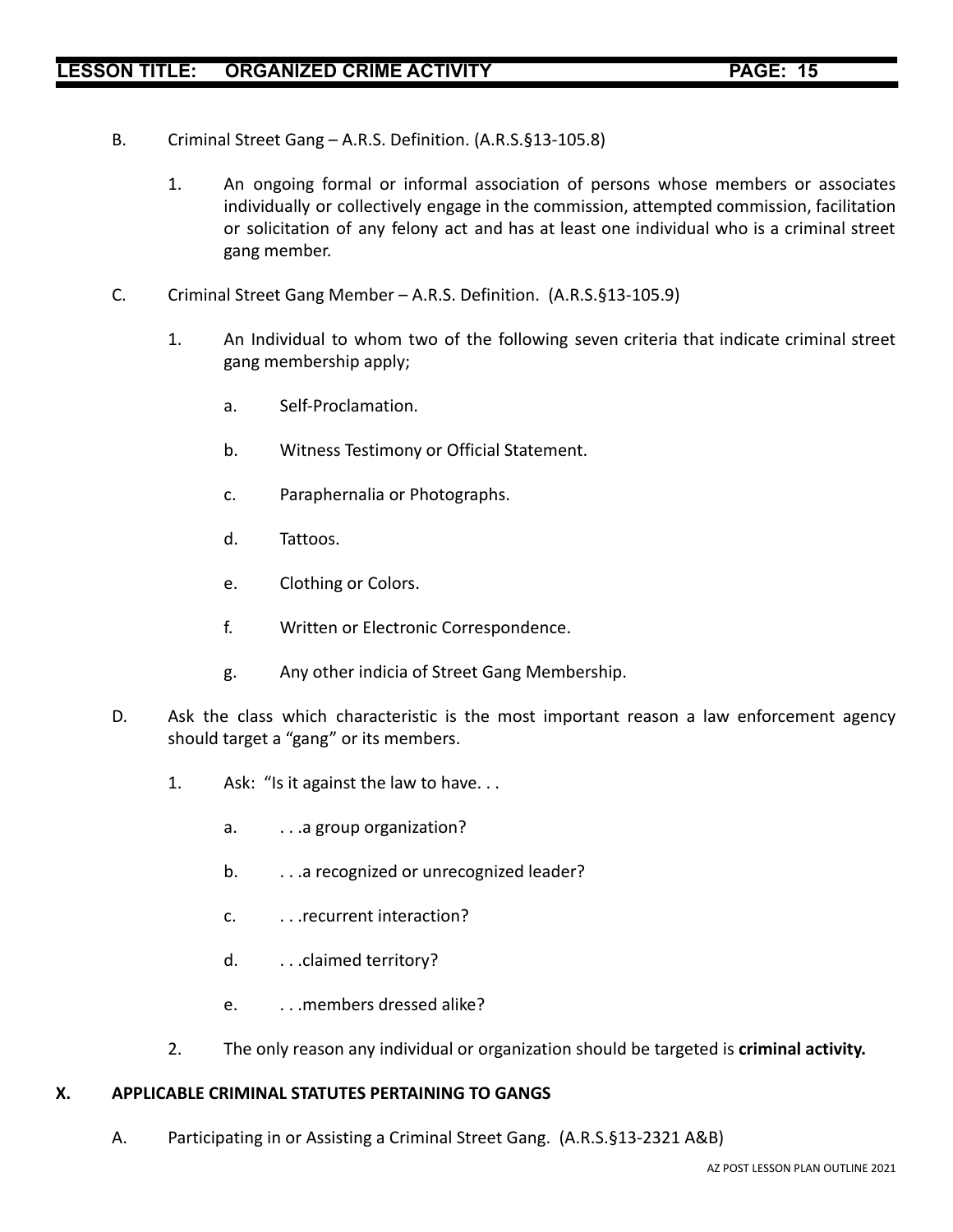B. Criminal Street Gang – A.R.S. Definition. (A.R.S.§13-105.8)

1. An ongoing formal or informal association of persons whose members or associates individually or collectively engage in the commission, attempted commission, facilitation or solicitation of any felony act and has at least one individual who is a criminal street gang member.

C. Criminal Street Gang Member – A.R.S. Definition. (A.R.S.§13-105.9)

1. An Individual to whom two of the following seven criteria that indicate criminal street gang membership apply;

    a. Self-Proclamation.

    b. Witness Testimony or Official Statement.

    c. Paraphernalia or Photographs.

    d. Tattoos.

    e. Clothing or Colors.

    f. Written or Electronic Correspondence.

    g. Any other indicia of Street Gang Membership.

D. Ask the class which characteristic is the most important reason a law enforcement agency should target a "gang" or its members.

1. Ask: "Is it against the law to have. . .

    a. . . .a group organization?

    b. . . .a recognized or unrecognized leader?

    c. . . .recurrent interaction?

    d. . . .claimed territory?

    e. . . .members dressed alike?

2. The only reason any individual or organization should be targeted is **criminal activity.**

## X. APPLICABLE CRIMINAL STATUTES PERTAINING TO GANGS

A. Participating in or Assisting a Criminal Street Gang. (A.R.S.§13-2321 A&B)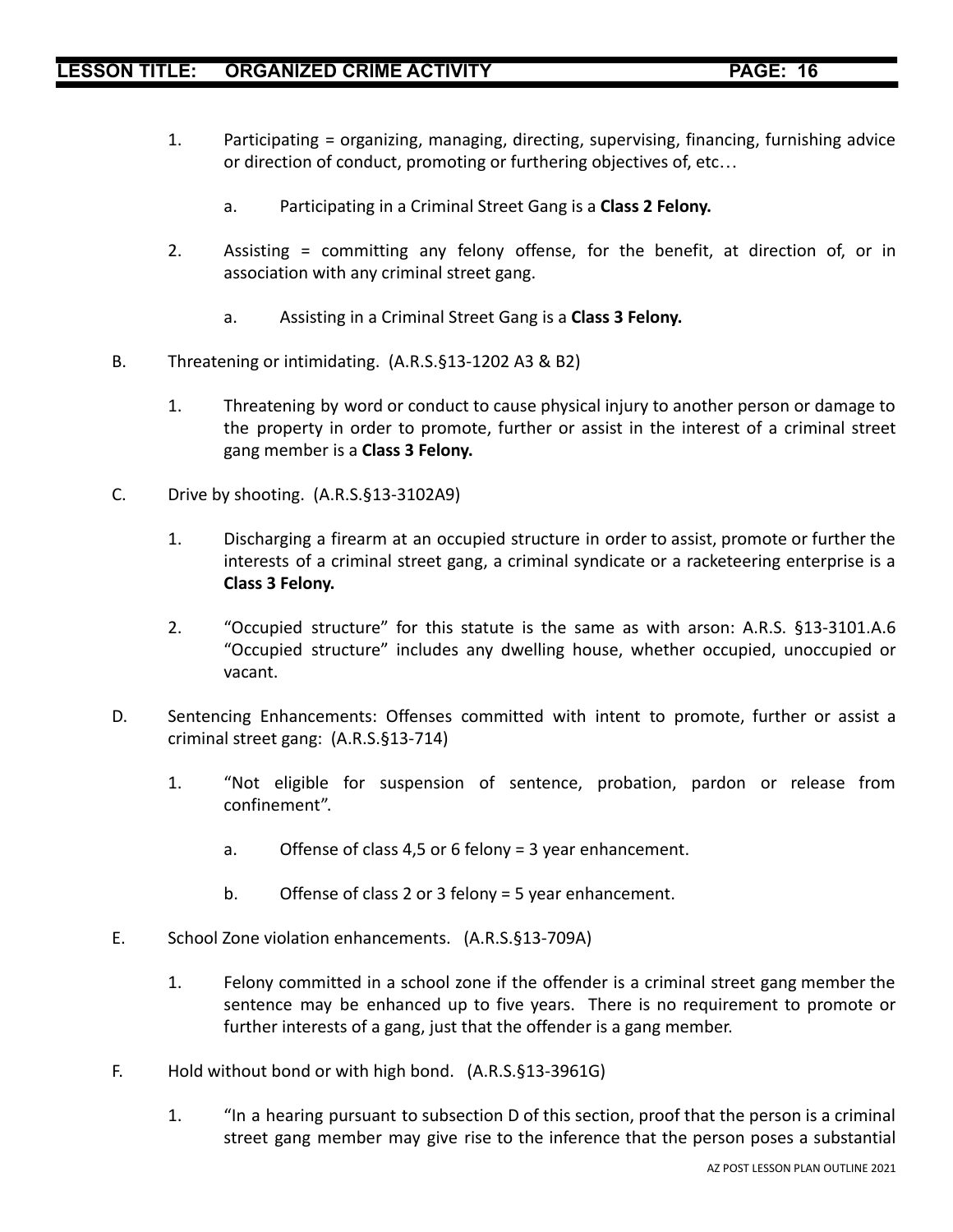1. Participating = organizing, managing, directing, supervising, financing, furnishing advice or direction of conduct, promoting or furthering objectives of, etc…

   a. Participating in a Criminal Street Gang is a **Class 2 Felony.**

2. Assisting = committing any felony offense, for the benefit, at direction of, or in association with any criminal street gang.

   a. Assisting in a Criminal Street Gang is a **Class 3 Felony.**

B. Threatening or intimidating. (A.R.S.§13-1202 A3 & B2)

1. Threatening by word or conduct to cause physical injury to another person or damage to the property in order to promote, further or assist in the interest of a criminal street gang member is a **Class 3 Felony.**

C. Drive by shooting. (A.R.S.§13-3102A9)

1. Discharging a firearm at an occupied structure in order to assist, promote or further the interests of a criminal street gang, a criminal syndicate or a racketeering enterprise is a **Class 3 Felony.**

2. "Occupied structure" for this statute is the same as with arson: A.R.S. §13-3101.A.6 "Occupied structure" includes any dwelling house, whether occupied, unoccupied or vacant.

D. Sentencing Enhancements: Offenses committed with intent to promote, further or assist a criminal street gang: (A.R.S.§13-714)

1. "Not eligible for suspension of sentence, probation, pardon or release from confinement".

   a. Offense of class 4,5 or 6 felony = 3 year enhancement.

   b. Offense of class 2 or 3 felony = 5 year enhancement.

E. School Zone violation enhancements. (A.R.S.§13-709A)

1. Felony committed in a school zone if the offender is a criminal street gang member the sentence may be enhanced up to five years. There is no requirement to promote or further interests of a gang, just that the offender is a gang member.

F. Hold without bond or with high bond. (A.R.S.§13-3961G)

1. "In a hearing pursuant to subsection D of this section, proof that the person is a criminal street gang member may give rise to the inference that the person poses a substantial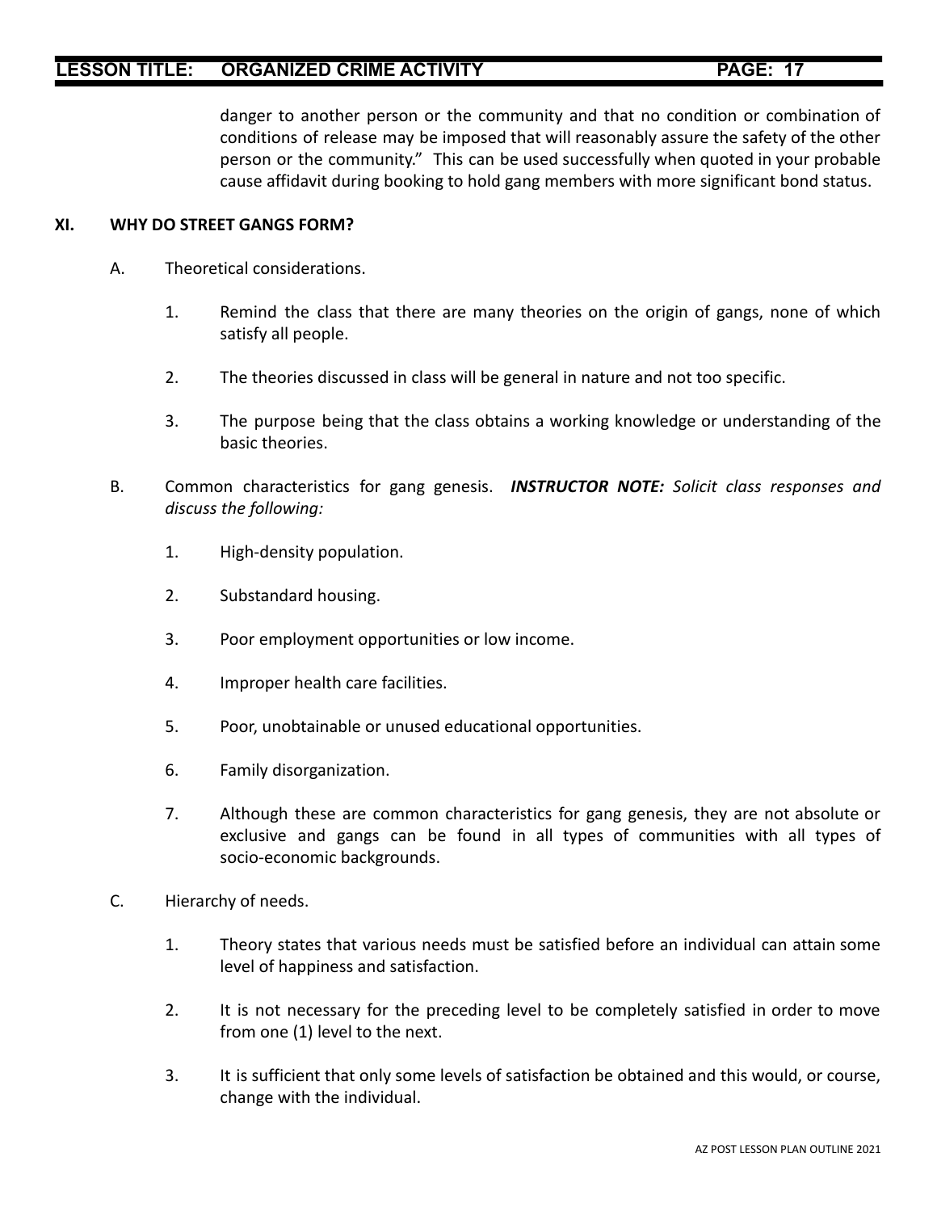danger to another person or the community and that no condition or combination of conditions of release may be imposed that will reasonably assure the safety of the other person or the community." This can be used successfully when quoted in your probable cause affidavit during booking to hold gang members with more significant bond status.

## XI. WHY DO STREET GANGS FORM?

A. Theoretical considerations.

1. Remind the class that there are many theories on the origin of gangs, none of which satisfy all people.

2. The theories discussed in class will be general in nature and not too specific.

3. The purpose being that the class obtains a working knowledge or understanding of the basic theories.

B. Common characteristics for gang genesis. ***INSTRUCTOR NOTE:*** *Solicit class responses and discuss the following:*

1. High-density population.

2. Substandard housing.

3. Poor employment opportunities or low income.

4. Improper health care facilities.

5. Poor, unobtainable or unused educational opportunities.

6. Family disorganization.

7. Although these are common characteristics for gang genesis, they are not absolute or exclusive and gangs can be found in all types of communities with all types of socio-economic backgrounds.

C. Hierarchy of needs.

1. Theory states that various needs must be satisfied before an individual can attain some level of happiness and satisfaction.

2. It is not necessary for the preceding level to be completely satisfied in order to move from one (1) level to the next.

3. It is sufficient that only some levels of satisfaction be obtained and this would, or course, change with the individual.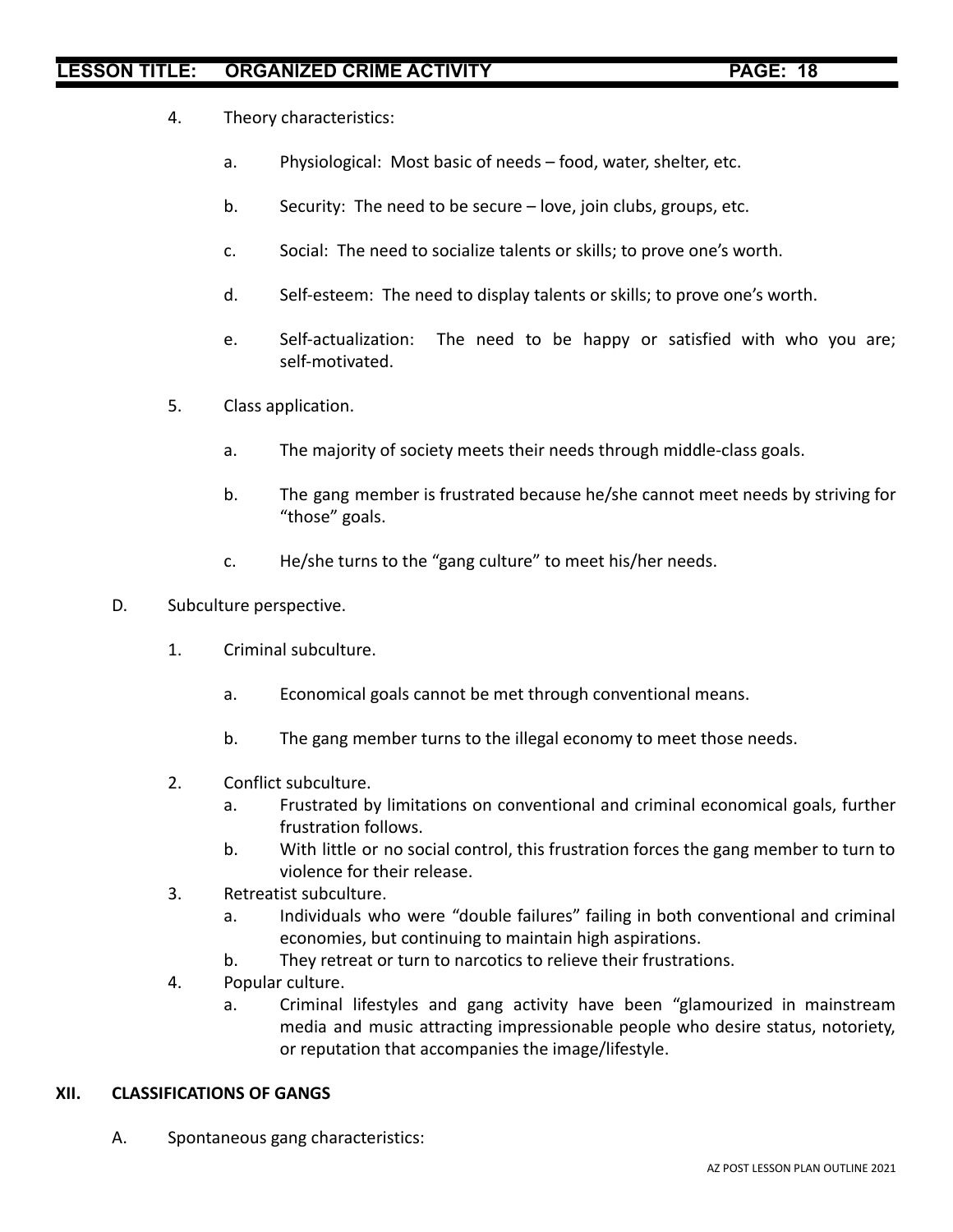4. Theory characteristics:

    a. Physiological: Most basic of needs – food, water, shelter, etc.

    b. Security: The need to be secure – love, join clubs, groups, etc.

    c. Social: The need to socialize talents or skills; to prove one's worth.

    d. Self-esteem: The need to display talents or skills; to prove one's worth.

    e. Self-actualization: The need to be happy or satisfied with who you are; self-motivated.

5. Class application.

    a. The majority of society meets their needs through middle-class goals.

    b. The gang member is frustrated because he/she cannot meet needs by striving for "those" goals.

    c. He/she turns to the "gang culture" to meet his/her needs.

D. Subculture perspective.

1. Criminal subculture.

    a. Economical goals cannot be met through conventional means.

    b. The gang member turns to the illegal economy to meet those needs.

2. Conflict subculture.

    a. Frustrated by limitations on conventional and criminal economical goals, further frustration follows.

    b. With little or no social control, this frustration forces the gang member to turn to violence for their release.

3. Retreatist subculture.

    a. Individuals who were "double failures" failing in both conventional and criminal economies, but continuing to maintain high aspirations.

    b. They retreat or turn to narcotics to relieve their frustrations.

4. Popular culture.

    a. Criminal lifestyles and gang activity have been "glamourized in mainstream media and music attracting impressionable people who desire status, notoriety, or reputation that accompanies the image/lifestyle.

## XII. CLASSIFICATIONS OF GANGS

A. Spontaneous gang characteristics: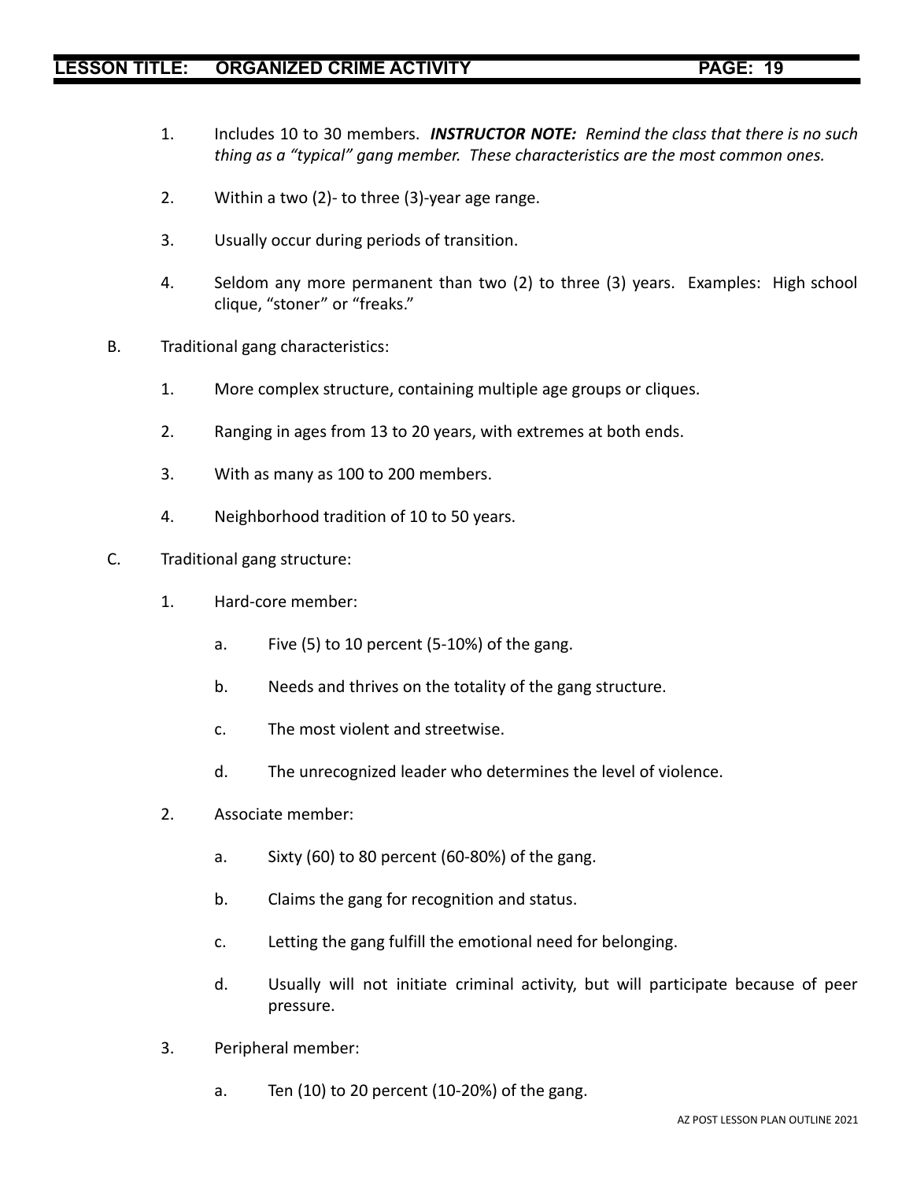1. Includes 10 to 30 members. ***INSTRUCTOR NOTE:*** *Remind the class that there is no such thing as a "typical" gang member. These characteristics are the most common ones.*

2. Within a two (2)- to three (3)-year age range.

3. Usually occur during periods of transition.

4. Seldom any more permanent than two (2) to three (3) years. Examples: High school clique, "stoner" or "freaks."

B. Traditional gang characteristics:

   1. More complex structure, containing multiple age groups or cliques.

   2. Ranging in ages from 13 to 20 years, with extremes at both ends.

   3. With as many as 100 to 200 members.

   4. Neighborhood tradition of 10 to 50 years.

C. Traditional gang structure:

   1. Hard-core member:

      a. Five (5) to 10 percent (5-10%) of the gang.

      b. Needs and thrives on the totality of the gang structure.

      c. The most violent and streetwise.

      d. The unrecognized leader who determines the level of violence.

   2. Associate member:

      a. Sixty (60) to 80 percent (60-80%) of the gang.

      b. Claims the gang for recognition and status.

      c. Letting the gang fulfill the emotional need for belonging.

      d. Usually will not initiate criminal activity, but will participate because of peer pressure.

   3. Peripheral member:

      a. Ten (10) to 20 percent (10-20%) of the gang.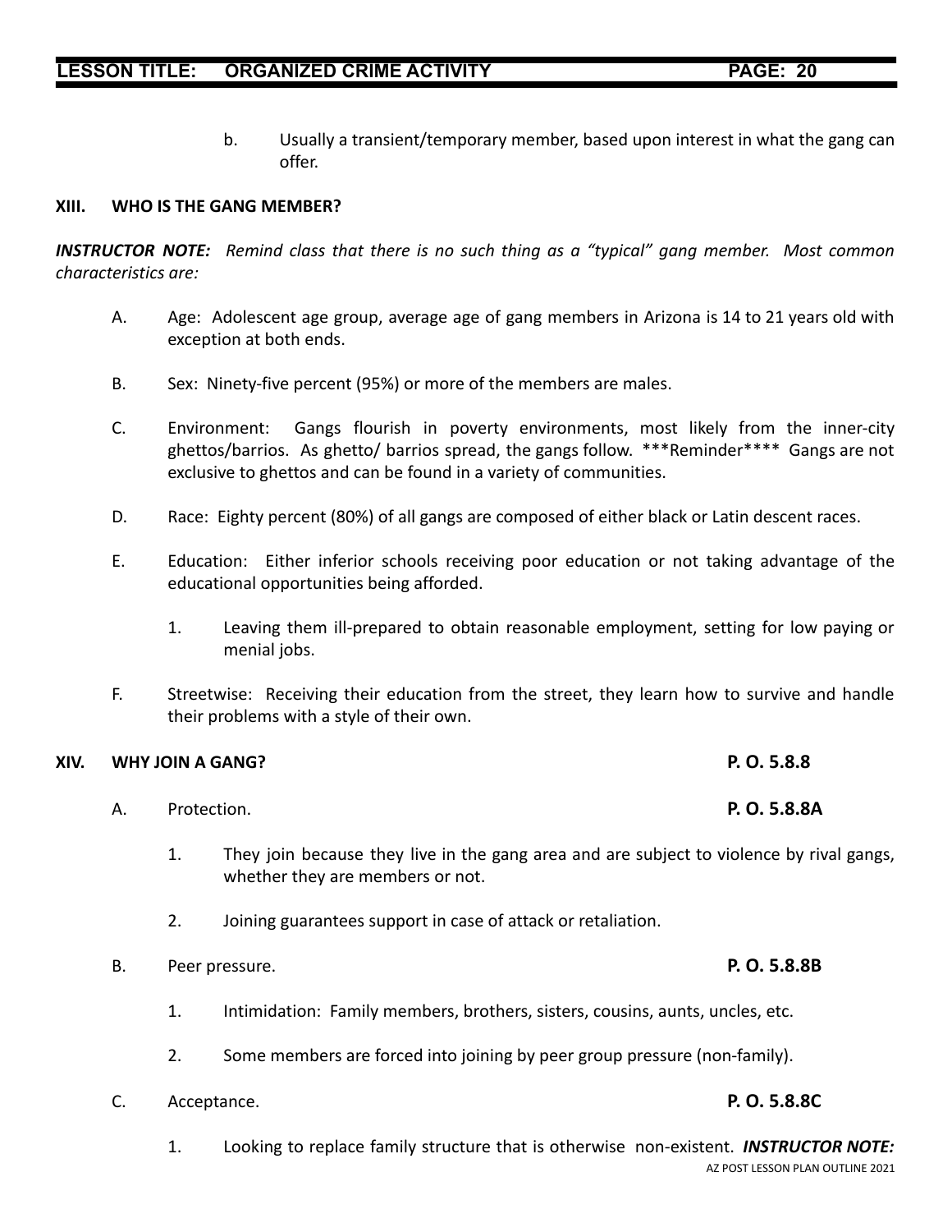b. Usually a transient/temporary member, based upon interest in what the gang can offer.

## XIII. WHO IS THE GANG MEMBER?

***INSTRUCTOR NOTE:*** *Remind class that there is no such thing as a "typical" gang member. Most common characteristics are:*

A. Age: Adolescent age group, average age of gang members in Arizona is 14 to 21 years old with exception at both ends.

B. Sex: Ninety-five percent (95%) or more of the members are males.

C. Environment: Gangs flourish in poverty environments, most likely from the inner-city ghettos/barrios. As ghetto/ barrios spread, the gangs follow. ***Reminder**** Gangs are not exclusive to ghettos and can be found in a variety of communities.

D. Race: Eighty percent (80%) of all gangs are composed of either black or Latin descent races.

E. Education: Either inferior schools receiving poor education or not taking advantage of the educational opportunities being afforded.

1. Leaving them ill-prepared to obtain reasonable employment, setting for low paying or menial jobs.

F. Streetwise: Receiving their education from the street, they learn how to survive and handle their problems with a style of their own.

## XIV. WHY JOIN A GANG? **P. O. 5.8.8**

A. Protection. **P. O. 5.8.8A**

1. They join because they live in the gang area and are subject to violence by rival gangs, whether they are members or not.

2. Joining guarantees support in case of attack or retaliation.

B. Peer pressure. **P. O. 5.8.8B**

1. Intimidation: Family members, brothers, sisters, cousins, aunts, uncles, etc.

2. Some members are forced into joining by peer group pressure (non-family).

C. Acceptance. **P. O. 5.8.8C**

1. Looking to replace family structure that is otherwise non-existent. ***INSTRUCTOR NOTE:***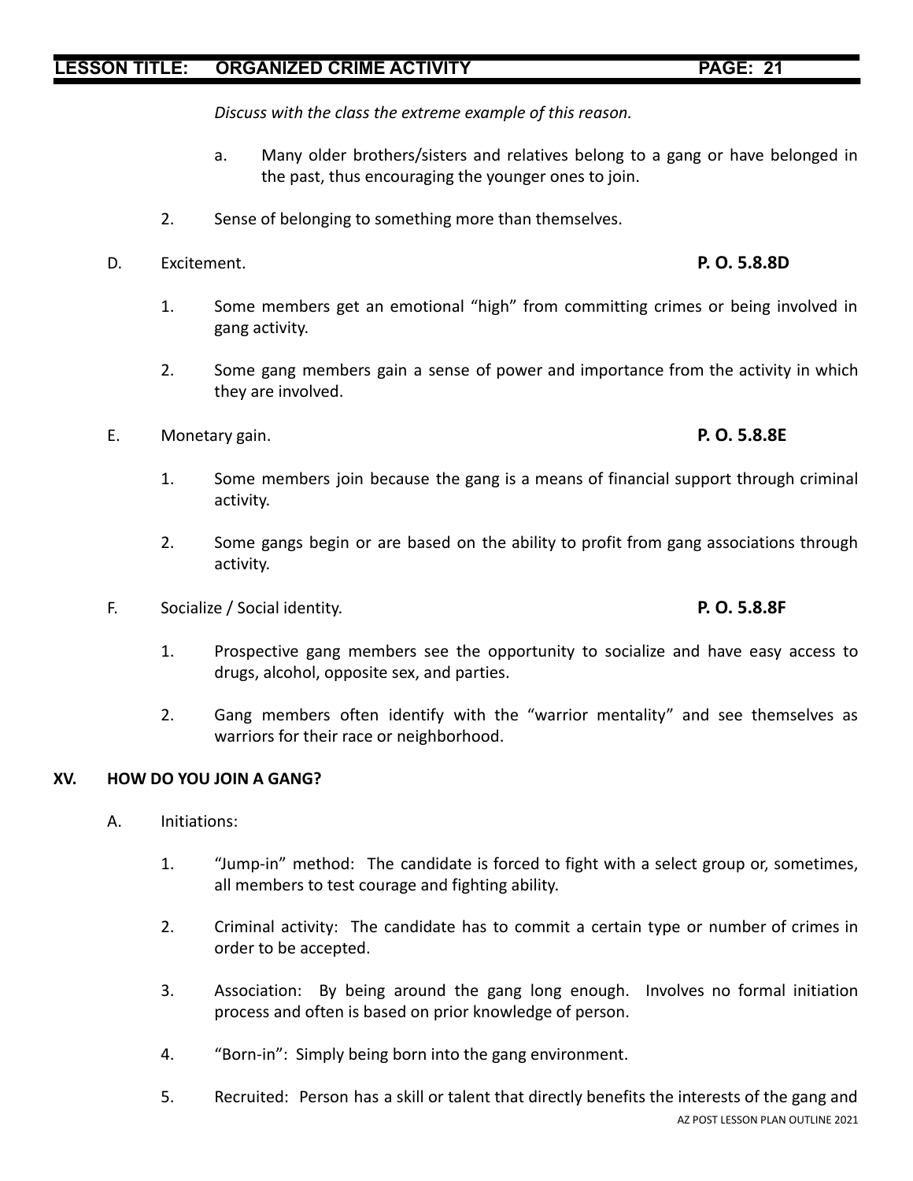*Discuss with the class the extreme example of this reason.*

a. Many older brothers/sisters and relatives belong to a gang or have belonged in the past, thus encouraging the younger ones to join.

2. Sense of belonging to something more than themselves.

D. Excitement. **P. O. 5.8.8D**

1. Some members get an emotional "high" from committing crimes or being involved in gang activity.

2. Some gang members gain a sense of power and importance from the activity in which they are involved.

E. Monetary gain. **P. O. 5.8.8E**

1. Some members join because the gang is a means of financial support through criminal activity.

2. Some gangs begin or are based on the ability to profit from gang associations through activity.

F. Socialize / Social identity. **P. O. 5.8.8F**

1. Prospective gang members see the opportunity to socialize and have easy access to drugs, alcohol, opposite sex, and parties.

2. Gang members often identify with the "warrior mentality" and see themselves as warriors for their race or neighborhood.

## XV. HOW DO YOU JOIN A GANG?

A. Initiations:

1. "Jump-in" method: The candidate is forced to fight with a select group or, sometimes, all members to test courage and fighting ability.

2. Criminal activity: The candidate has to commit a certain type or number of crimes in order to be accepted.

3. Association: By being around the gang long enough. Involves no formal initiation process and often is based on prior knowledge of person.

4. "Born-in": Simply being born into the gang environment.

5. Recruited: Person has a skill or talent that directly benefits the interests of the gang and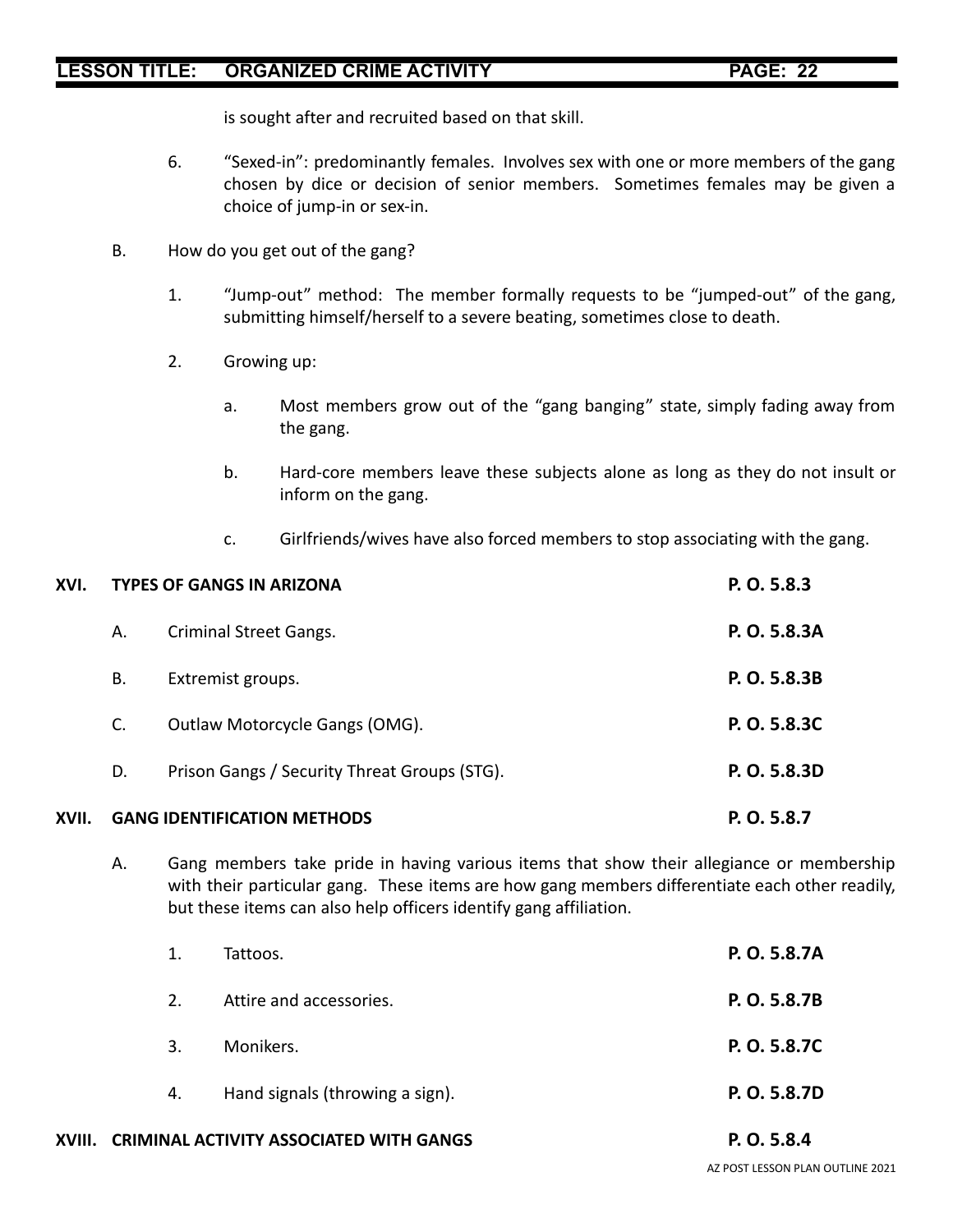is sought after and recruited based on that skill.

6. "Sexed-in": predominantly females. Involves sex with one or more members of the gang chosen by dice or decision of senior members. Sometimes females may be given a choice of jump-in or sex-in.

B. How do you get out of the gang?

1. "Jump-out" method: The member formally requests to be "jumped-out" of the gang, submitting himself/herself to a severe beating, sometimes close to death.

2. Growing up:

   a. Most members grow out of the "gang banging" state, simply fading away from the gang.

   b. Hard-core members leave these subjects alone as long as they do not insult or inform on the gang.

   c. Girlfriends/wives have also forced members to stop associating with the gang.

## XVI. TYPES OF GANGS IN ARIZONA — P. O. 5.8.3

A. Criminal Street Gangs. **P. O. 5.8.3A**

B. Extremist groups. **P. O. 5.8.3B**

C. Outlaw Motorcycle Gangs (OMG). **P. O. 5.8.3C**

D. Prison Gangs / Security Threat Groups (STG). **P. O. 5.8.3D**

## XVII. GANG IDENTIFICATION METHODS — P. O. 5.8.7

A. Gang members take pride in having various items that show their allegiance or membership with their particular gang. These items are how gang members differentiate each other readily, but these items can also help officers identify gang affiliation.

1. Tattoos. **P. O. 5.8.7A**

2. Attire and accessories. **P. O. 5.8.7B**

3. Monikers. **P. O. 5.8.7C**

4. Hand signals (throwing a sign). **P. O. 5.8.7D**

## XVIII. CRIMINAL ACTIVITY ASSOCIATED WITH GANGS — P. O. 5.8.4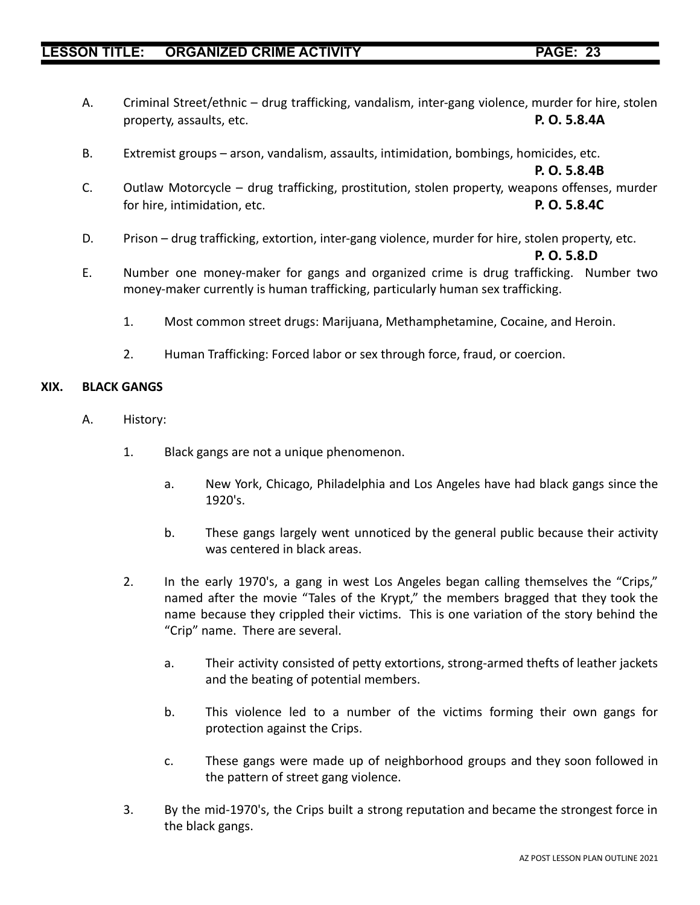A. Criminal Street/ethnic – drug trafficking, vandalism, inter-gang violence, murder for hire, stolen property, assaults, etc. **P. O. 5.8.4A**

B. Extremist groups – arson, vandalism, assaults, intimidation, bombings, homicides, etc. **P. O. 5.8.4B**

C. Outlaw Motorcycle – drug trafficking, prostitution, stolen property, weapons offenses, murder for hire, intimidation, etc. **P. O. 5.8.4C**

D. Prison – drug trafficking, extortion, inter-gang violence, murder for hire, stolen property, etc. **P. O. 5.8.D**

E. Number one money-maker for gangs and organized crime is drug trafficking. Number two money-maker currently is human trafficking, particularly human sex trafficking.

   1. Most common street drugs: Marijuana, Methamphetamine, Cocaine, and Heroin.

   2. Human Trafficking: Forced labor or sex through force, fraud, or coercion.

## XIX. BLACK GANGS

A. History:

   1. Black gangs are not a unique phenomenon.

      a. New York, Chicago, Philadelphia and Los Angeles have had black gangs since the 1920's.

      b. These gangs largely went unnoticed by the general public because their activity was centered in black areas.

   2. In the early 1970's, a gang in west Los Angeles began calling themselves the "Crips," named after the movie "Tales of the Krypt," the members bragged that they took the name because they crippled their victims. This is one variation of the story behind the "Crip" name. There are several.

      a. Their activity consisted of petty extortions, strong-armed thefts of leather jackets and the beating of potential members.

      b. This violence led to a number of the victims forming their own gangs for protection against the Crips.

      c. These gangs were made up of neighborhood groups and they soon followed in the pattern of street gang violence.

   3. By the mid-1970's, the Crips built a strong reputation and became the strongest force in the black gangs.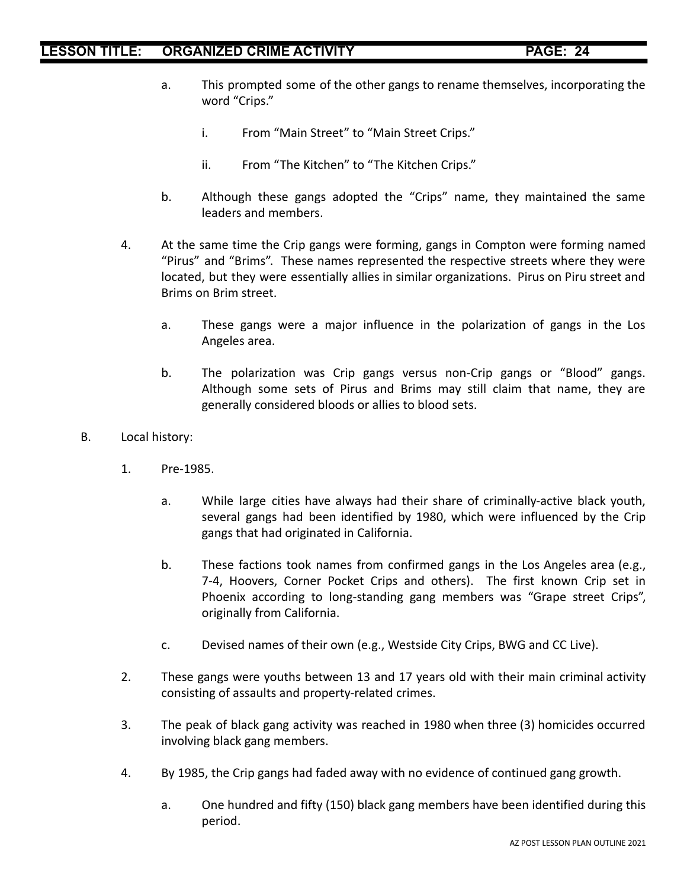a. This prompted some of the other gangs to rename themselves, incorporating the word "Crips."

   i. From "Main Street" to "Main Street Crips."

   ii. From "The Kitchen" to "The Kitchen Crips."

b. Although these gangs adopted the "Crips" name, they maintained the same leaders and members.

4. At the same time the Crip gangs were forming, gangs in Compton were forming named "Pirus" and "Brims". These names represented the respective streets where they were located, but they were essentially allies in similar organizations. Pirus on Piru street and Brims on Brim street.

   a. These gangs were a major influence in the polarization of gangs in the Los Angeles area.

   b. The polarization was Crip gangs versus non-Crip gangs or "Blood" gangs. Although some sets of Pirus and Brims may still claim that name, they are generally considered bloods or allies to blood sets.

B. Local history:

1. Pre-1985.

   a. While large cities have always had their share of criminally-active black youth, several gangs had been identified by 1980, which were influenced by the Crip gangs that had originated in California.

   b. These factions took names from confirmed gangs in the Los Angeles area (e.g., 7-4, Hoovers, Corner Pocket Crips and others). The first known Crip set in Phoenix according to long-standing gang members was "Grape street Crips", originally from California.

   c. Devised names of their own (e.g., Westside City Crips, BWG and CC Live).

2. These gangs were youths between 13 and 17 years old with their main criminal activity consisting of assaults and property-related crimes.

3. The peak of black gang activity was reached in 1980 when three (3) homicides occurred involving black gang members.

4. By 1985, the Crip gangs had faded away with no evidence of continued gang growth.

   a. One hundred and fifty (150) black gang members have been identified during this period.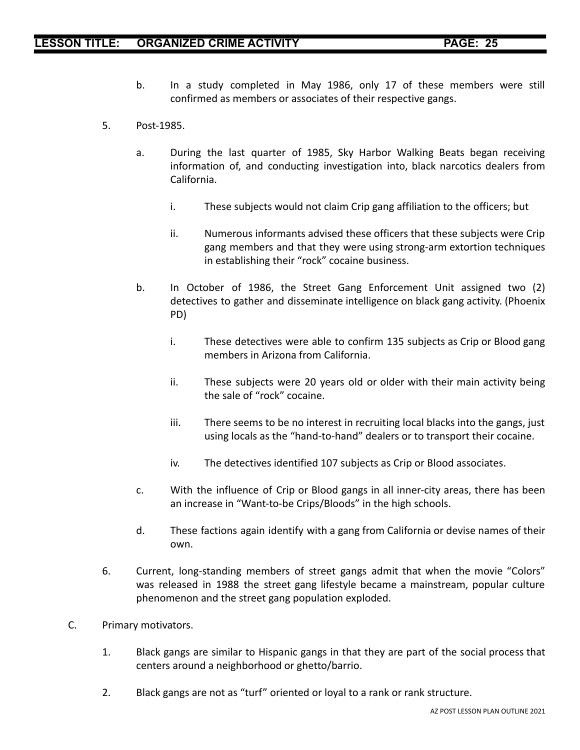b. In a study completed in May 1986, only 17 of these members were still confirmed as members or associates of their respective gangs.

5. Post-1985.

   a. During the last quarter of 1985, Sky Harbor Walking Beats began receiving information of, and conducting investigation into, black narcotics dealers from California.

      i. These subjects would not claim Crip gang affiliation to the officers; but

      ii. Numerous informants advised these officers that these subjects were Crip gang members and that they were using strong-arm extortion techniques in establishing their "rock" cocaine business.

   b. In October of 1986, the Street Gang Enforcement Unit assigned two (2) detectives to gather and disseminate intelligence on black gang activity. (Phoenix PD)

      i. These detectives were able to confirm 135 subjects as Crip or Blood gang members in Arizona from California.

      ii. These subjects were 20 years old or older with their main activity being the sale of "rock" cocaine.

      iii. There seems to be no interest in recruiting local blacks into the gangs, just using locals as the "hand-to-hand" dealers or to transport their cocaine.

      iv. The detectives identified 107 subjects as Crip or Blood associates.

   c. With the influence of Crip or Blood gangs in all inner-city areas, there has been an increase in "Want-to-be Crips/Bloods" in the high schools.

   d. These factions again identify with a gang from California or devise names of their own.

6. Current, long-standing members of street gangs admit that when the movie "Colors" was released in 1988 the street gang lifestyle became a mainstream, popular culture phenomenon and the street gang population exploded.

C. Primary motivators.

   1. Black gangs are similar to Hispanic gangs in that they are part of the social process that centers around a neighborhood or ghetto/barrio.

   2. Black gangs are not as "turf" oriented or loyal to a rank or rank structure.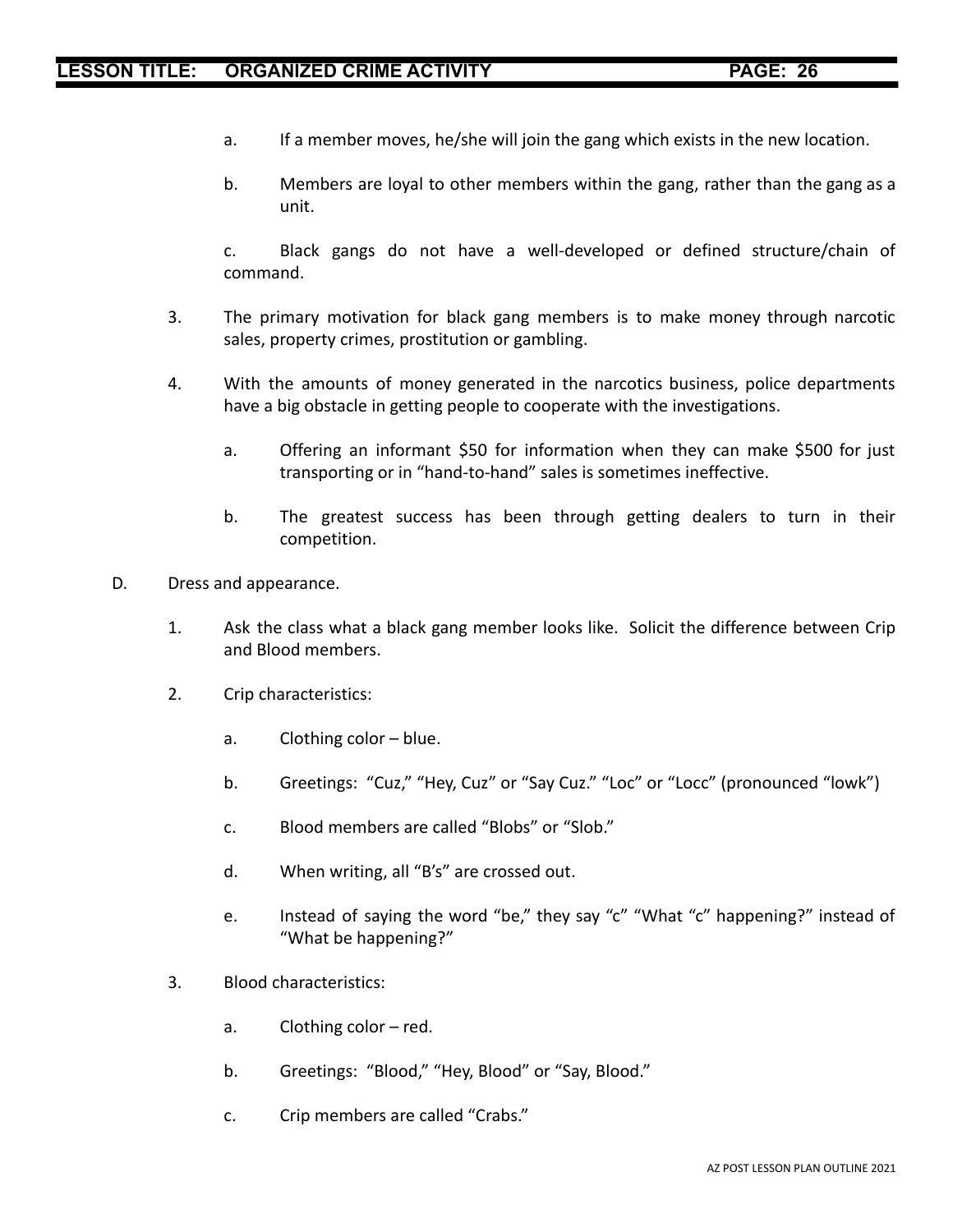a. If a member moves, he/she will join the gang which exists in the new location.

b. Members are loyal to other members within the gang, rather than the gang as a unit.

c. Black gangs do not have a well-developed or defined structure/chain of command.

3. The primary motivation for black gang members is to make money through narcotic sales, property crimes, prostitution or gambling.

4. With the amounts of money generated in the narcotics business, police departments have a big obstacle in getting people to cooperate with the investigations.

   a. Offering an informant $50 for information when they can make $500 for just transporting or in "hand-to-hand" sales is sometimes ineffective.

   b. The greatest success has been through getting dealers to turn in their competition.

D. Dress and appearance.

1. Ask the class what a black gang member looks like. Solicit the difference between Crip and Blood members.

2. Crip characteristics:

   a. Clothing color – blue.

   b. Greetings: "Cuz," "Hey, Cuz" or "Say Cuz." "Loc" or "Locc" (pronounced "lowk")

   c. Blood members are called "Blobs" or "Slob."

   d. When writing, all "B's" are crossed out.

   e. Instead of saying the word "be," they say "c" "What "c" happening?" instead of "What be happening?"

3. Blood characteristics:

   a. Clothing color – red.

   b. Greetings: "Blood," "Hey, Blood" or "Say, Blood."

   c. Crip members are called "Crabs."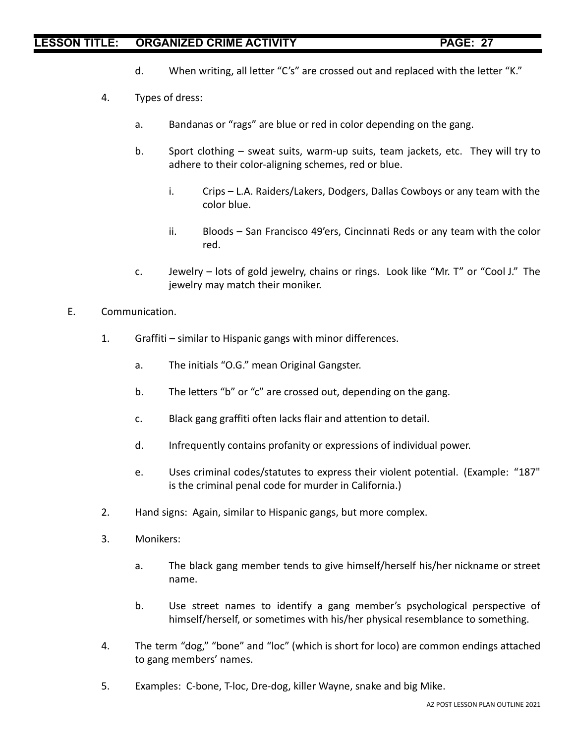d. When writing, all letter "C's" are crossed out and replaced with the letter "K."

4. Types of dress:

   a. Bandanas or "rags" are blue or red in color depending on the gang.

   b. Sport clothing – sweat suits, warm-up suits, team jackets, etc. They will try to adhere to their color-aligning schemes, red or blue.

      i. Crips – L.A. Raiders/Lakers, Dodgers, Dallas Cowboys or any team with the color blue.

      ii. Bloods – San Francisco 49'ers, Cincinnati Reds or any team with the color red.

   c. Jewelry – lots of gold jewelry, chains or rings. Look like "Mr. T" or "Cool J." The jewelry may match their moniker.

E. Communication.

1. Graffiti – similar to Hispanic gangs with minor differences.

   a. The initials "O.G." mean Original Gangster.

   b. The letters "b" or "c" are crossed out, depending on the gang.

   c. Black gang graffiti often lacks flair and attention to detail.

   d. Infrequently contains profanity or expressions of individual power.

   e. Uses criminal codes/statutes to express their violent potential. (Example: "187" is the criminal penal code for murder in California.)

2. Hand signs: Again, similar to Hispanic gangs, but more complex.

3. Monikers:

   a. The black gang member tends to give himself/herself his/her nickname or street name.

   b. Use street names to identify a gang member's psychological perspective of himself/herself, or sometimes with his/her physical resemblance to something.

4. The term "dog," "bone" and "loc" (which is short for loco) are common endings attached to gang members' names.

5. Examples: C-bone, T-loc, Dre-dog, killer Wayne, snake and big Mike.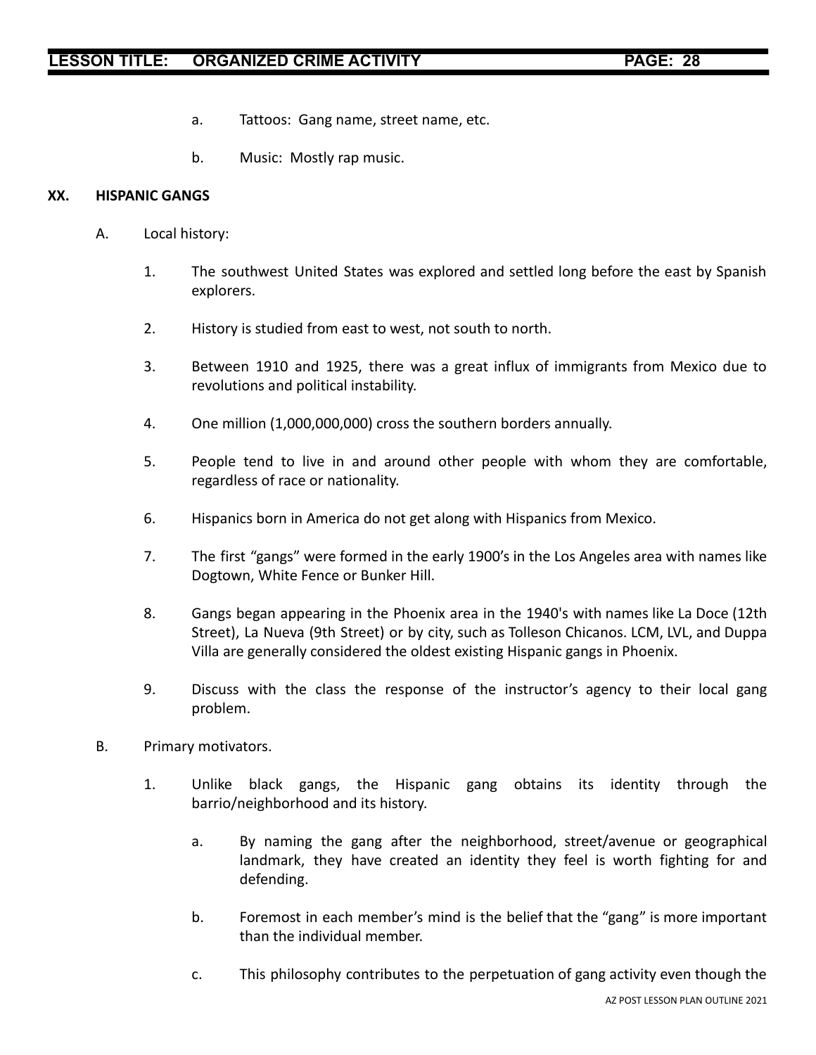a. Tattoos: Gang name, street name, etc.

b. Music: Mostly rap music.

## XX. HISPANIC GANGS

A. Local history:

1. The southwest United States was explored and settled long before the east by Spanish explorers.

2. History is studied from east to west, not south to north.

3. Between 1910 and 1925, there was a great influx of immigrants from Mexico due to revolutions and political instability.

4. One million (1,000,000,000) cross the southern borders annually.

5. People tend to live in and around other people with whom they are comfortable, regardless of race or nationality.

6. Hispanics born in America do not get along with Hispanics from Mexico.

7. The first "gangs" were formed in the early 1900's in the Los Angeles area with names like Dogtown, White Fence or Bunker Hill.

8. Gangs began appearing in the Phoenix area in the 1940's with names like La Doce (12th Street), La Nueva (9th Street) or by city, such as Tolleson Chicanos. LCM, LVL, and Duppa Villa are generally considered the oldest existing Hispanic gangs in Phoenix.

9. Discuss with the class the response of the instructor's agency to their local gang problem.

B. Primary motivators.

1. Unlike black gangs, the Hispanic gang obtains its identity through the barrio/neighborhood and its history.

   a. By naming the gang after the neighborhood, street/avenue or geographical landmark, they have created an identity they feel is worth fighting for and defending.

   b. Foremost in each member's mind is the belief that the "gang" is more important than the individual member.

   c. This philosophy contributes to the perpetuation of gang activity even though the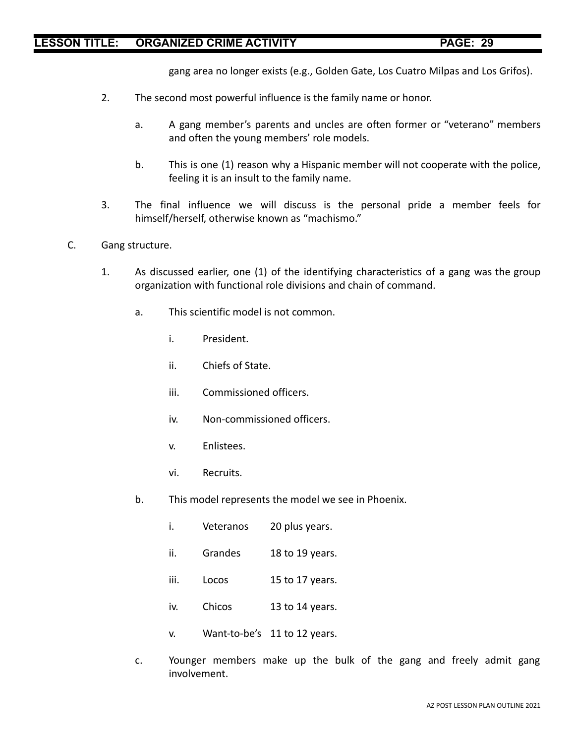gang area no longer exists (e.g., Golden Gate, Los Cuatro Milpas and Los Grifos).

2. The second most powerful influence is the family name or honor.

   a. A gang member's parents and uncles are often former or "veterano" members and often the young members' role models.

   b. This is one (1) reason why a Hispanic member will not cooperate with the police, feeling it is an insult to the family name.

3. The final influence we will discuss is the personal pride a member feels for himself/herself, otherwise known as "machismo."

C. Gang structure.

1. As discussed earlier, one (1) of the identifying characteristics of a gang was the group organization with functional role divisions and chain of command.

   a. This scientific model is not common.

      i. President.

      ii. Chiefs of State.

      iii. Commissioned officers.

      iv. Non-commissioned officers.

      v. Enlistees.

      vi. Recruits.

   b. This model represents the model we see in Phoenix.

      i. Veteranos 20 plus years.

      ii. Grandes 18 to 19 years.

      iii. Locos 15 to 17 years.

      iv. Chicos 13 to 14 years.

      v. Want-to-be's 11 to 12 years.

   c. Younger members make up the bulk of the gang and freely admit gang involvement.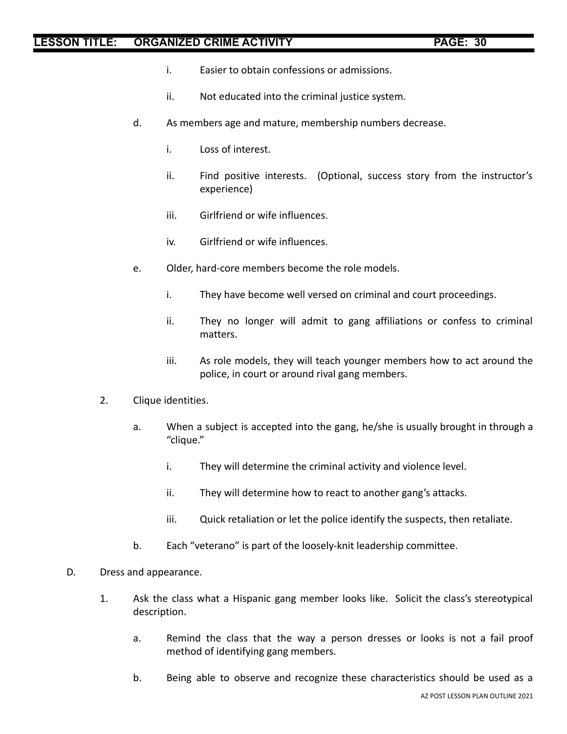i. Easier to obtain confessions or admissions.

ii. Not educated into the criminal justice system.

d. As members age and mature, membership numbers decrease.

i. Loss of interest.

ii. Find positive interests. (Optional, success story from the instructor's experience)

iii. Girlfriend or wife influences.

iv. Girlfriend or wife influences.

e. Older, hard-core members become the role models.

i. They have become well versed on criminal and court proceedings.

ii. They no longer will admit to gang affiliations or confess to criminal matters.

iii. As role models, they will teach younger members how to act around the police, in court or around rival gang members.

2. Clique identities.

a. When a subject is accepted into the gang, he/she is usually brought in through a "clique."

i. They will determine the criminal activity and violence level.

ii. They will determine how to react to another gang's attacks.

iii. Quick retaliation or let the police identify the suspects, then retaliate.

b. Each "veterano" is part of the loosely-knit leadership committee.

D. Dress and appearance.

1. Ask the class what a Hispanic gang member looks like. Solicit the class's stereotypical description.

a. Remind the class that the way a person dresses or looks is not a fail proof method of identifying gang members.

b. Being able to observe and recognize these characteristics should be used as a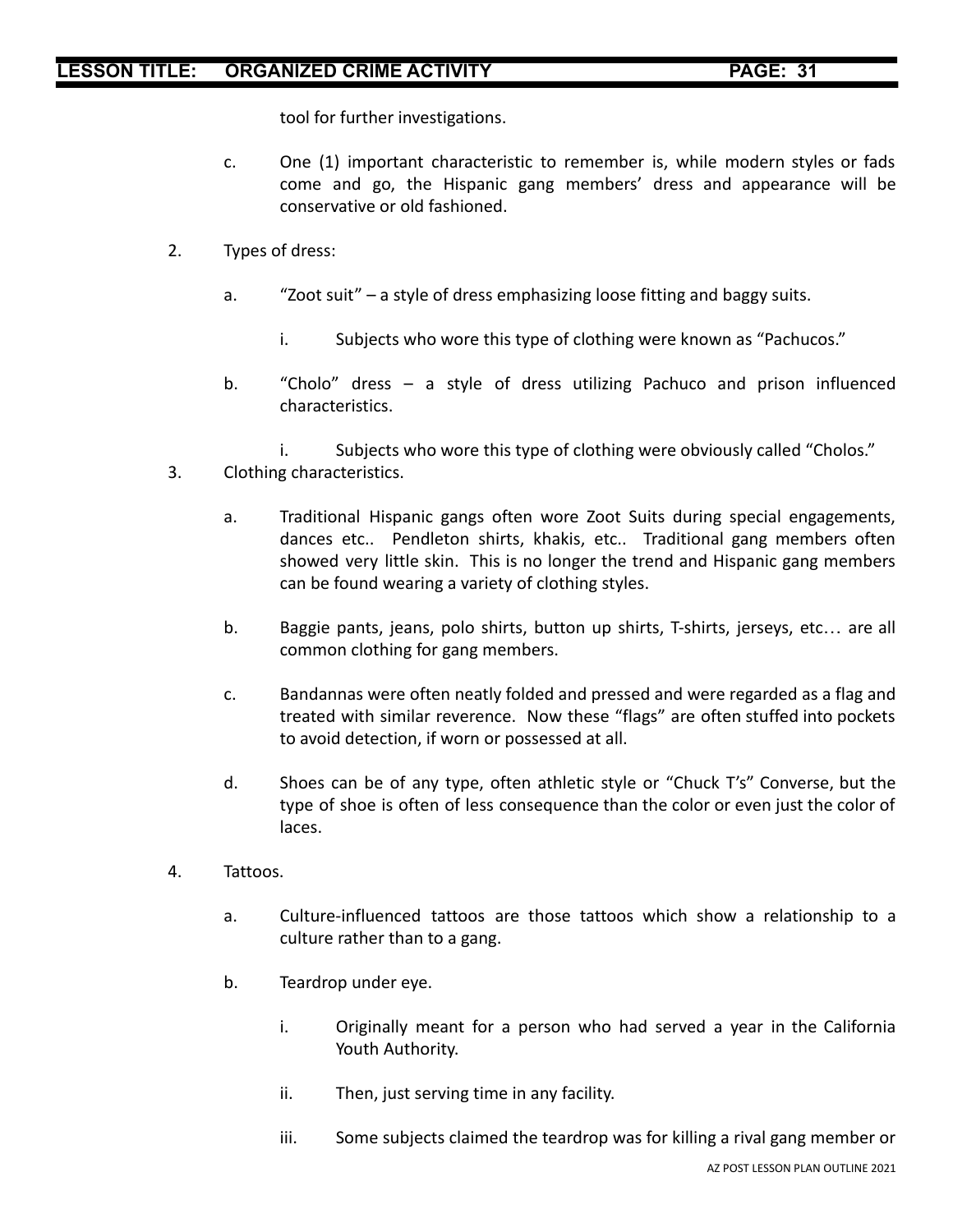tool for further investigations.

c. One (1) important characteristic to remember is, while modern styles or fads come and go, the Hispanic gang members' dress and appearance will be conservative or old fashioned.

2. Types of dress:

   a. "Zoot suit" – a style of dress emphasizing loose fitting and baggy suits.

      i. Subjects who wore this type of clothing were known as "Pachucos."

   b. "Cholo" dress – a style of dress utilizing Pachuco and prison influenced characteristics.

      i. Subjects who wore this type of clothing were obviously called "Cholos."

3. Clothing characteristics.

   a. Traditional Hispanic gangs often wore Zoot Suits during special engagements, dances etc.. Pendleton shirts, khakis, etc.. Traditional gang members often showed very little skin. This is no longer the trend and Hispanic gang members can be found wearing a variety of clothing styles.

   b. Baggie pants, jeans, polo shirts, button up shirts, T-shirts, jerseys, etc… are all common clothing for gang members.

   c. Bandannas were often neatly folded and pressed and were regarded as a flag and treated with similar reverence. Now these "flags" are often stuffed into pockets to avoid detection, if worn or possessed at all.

   d. Shoes can be of any type, often athletic style or "Chuck T's" Converse, but the type of shoe is often of less consequence than the color or even just the color of laces.

4. Tattoos.

   a. Culture-influenced tattoos are those tattoos which show a relationship to a culture rather than to a gang.

   b. Teardrop under eye.

      i. Originally meant for a person who had served a year in the California Youth Authority.

      ii. Then, just serving time in any facility.

      iii. Some subjects claimed the teardrop was for killing a rival gang member or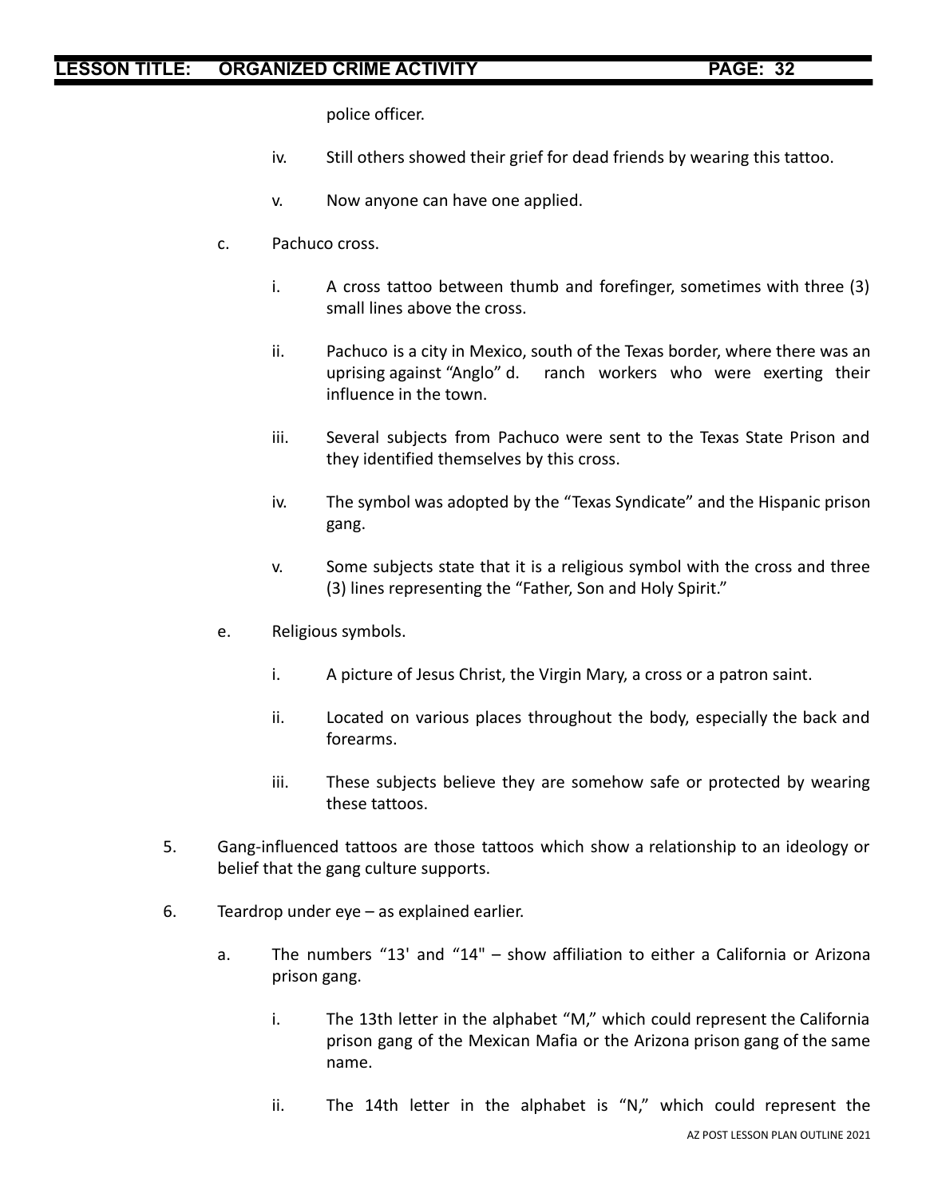police officer.

iv. Still others showed their grief for dead friends by wearing this tattoo.

v. Now anyone can have one applied.

c. Pachuco cross.

i. A cross tattoo between thumb and forefinger, sometimes with three (3) small lines above the cross.

ii. Pachuco is a city in Mexico, south of the Texas border, where there was an uprising against "Anglo" d. ranch workers who were exerting their influence in the town.

iii. Several subjects from Pachuco were sent to the Texas State Prison and they identified themselves by this cross.

iv. The symbol was adopted by the "Texas Syndicate" and the Hispanic prison gang.

v. Some subjects state that it is a religious symbol with the cross and three (3) lines representing the "Father, Son and Holy Spirit."

e. Religious symbols.

i. A picture of Jesus Christ, the Virgin Mary, a cross or a patron saint.

ii. Located on various places throughout the body, especially the back and forearms.

iii. These subjects believe they are somehow safe or protected by wearing these tattoos.

5. Gang-influenced tattoos are those tattoos which show a relationship to an ideology or belief that the gang culture supports.

6. Teardrop under eye – as explained earlier.

a. The numbers "13' and "14" – show affiliation to either a California or Arizona prison gang.

i. The 13th letter in the alphabet "M," which could represent the California prison gang of the Mexican Mafia or the Arizona prison gang of the same name.

ii. The 14th letter in the alphabet is "N," which could represent the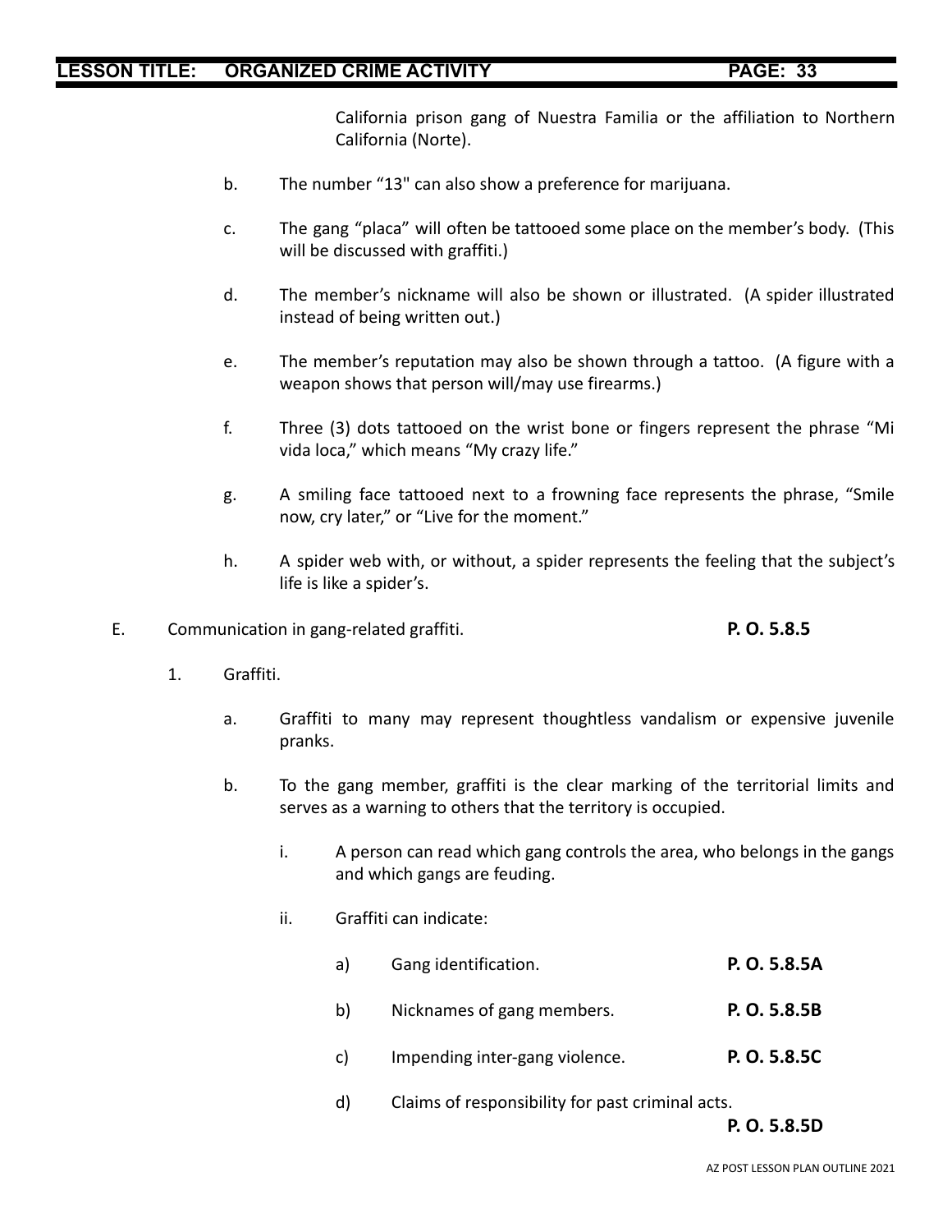California prison gang of Nuestra Familia or the affiliation to Northern California (Norte).

b. The number "13" can also show a preference for marijuana.

c. The gang "placa" will often be tattooed some place on the member's body. (This will be discussed with graffiti.)

d. The member's nickname will also be shown or illustrated. (A spider illustrated instead of being written out.)

e. The member's reputation may also be shown through a tattoo. (A figure with a weapon shows that person will/may use firearms.)

f. Three (3) dots tattooed on the wrist bone or fingers represent the phrase "Mi vida loca," which means "My crazy life."

g. A smiling face tattooed next to a frowning face represents the phrase, "Smile now, cry later," or "Live for the moment."

h. A spider web with, or without, a spider represents the feeling that the subject's life is like a spider's.

E. Communication in gang-related graffiti. **P. O. 5.8.5**

1. Graffiti.

   a. Graffiti to many may represent thoughtless vandalism or expensive juvenile pranks.

   b. To the gang member, graffiti is the clear marking of the territorial limits and serves as a warning to others that the territory is occupied.

      i. A person can read which gang controls the area, who belongs in the gangs and which gangs are feuding.

      ii. Graffiti can indicate:

         a) Gang identification. **P. O. 5.8.5A**

         b) Nicknames of gang members. **P. O. 5.8.5B**

         c) Impending inter-gang violence. **P. O. 5.8.5C**

         d) Claims of responsibility for past criminal acts. **P. O. 5.8.5D**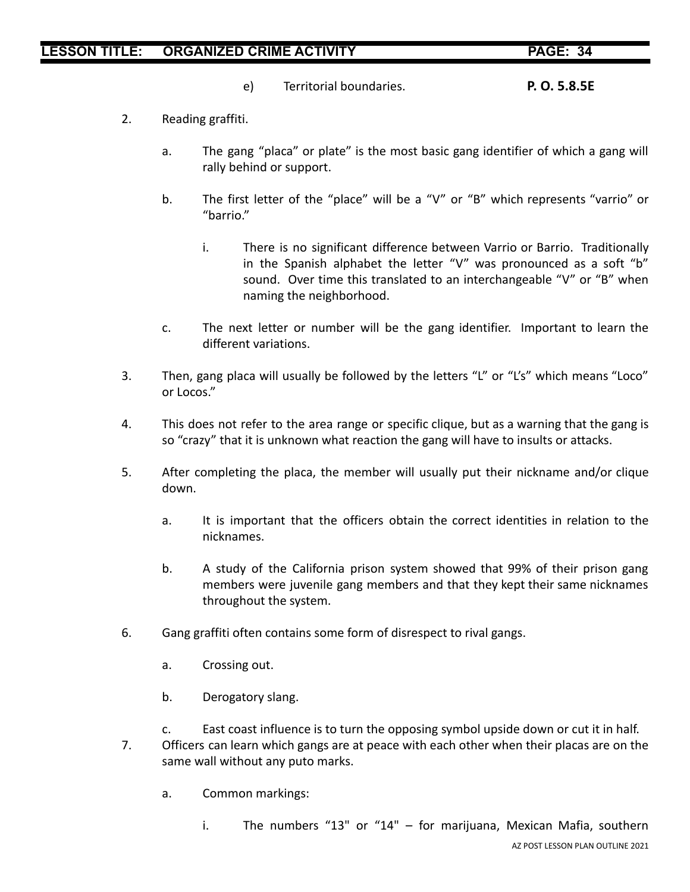e) Territorial boundaries. **P. O. 5.8.5E**

2. Reading graffiti.

   a. The gang “placa” or plate” is the most basic gang identifier of which a gang will rally behind or support.

   b. The first letter of the “place” will be a “V” or “B” which represents “varrio” or “barrio.”

      i. There is no significant difference between Varrio or Barrio. Traditionally in the Spanish alphabet the letter “V” was pronounced as a soft “b” sound. Over time this translated to an interchangeable “V” or “B” when naming the neighborhood.

   c. The next letter or number will be the gang identifier. Important to learn the different variations.

3. Then, gang placa will usually be followed by the letters “L” or “L’s” which means “Loco” or Locos.”

4. This does not refer to the area range or specific clique, but as a warning that the gang is so “crazy” that it is unknown what reaction the gang will have to insults or attacks.

5. After completing the placa, the member will usually put their nickname and/or clique down.

   a. It is important that the officers obtain the correct identities in relation to the nicknames.

   b. A study of the California prison system showed that 99% of their prison gang members were juvenile gang members and that they kept their same nicknames throughout the system.

6. Gang graffiti often contains some form of disrespect to rival gangs.

   a. Crossing out.

   b. Derogatory slang.

   c. East coast influence is to turn the opposing symbol upside down or cut it in half.

7. Officers can learn which gangs are at peace with each other when their placas are on the same wall without any puto marks.

   a. Common markings:

      i. The numbers “13" or “14" – for marijuana, Mexican Mafia, southern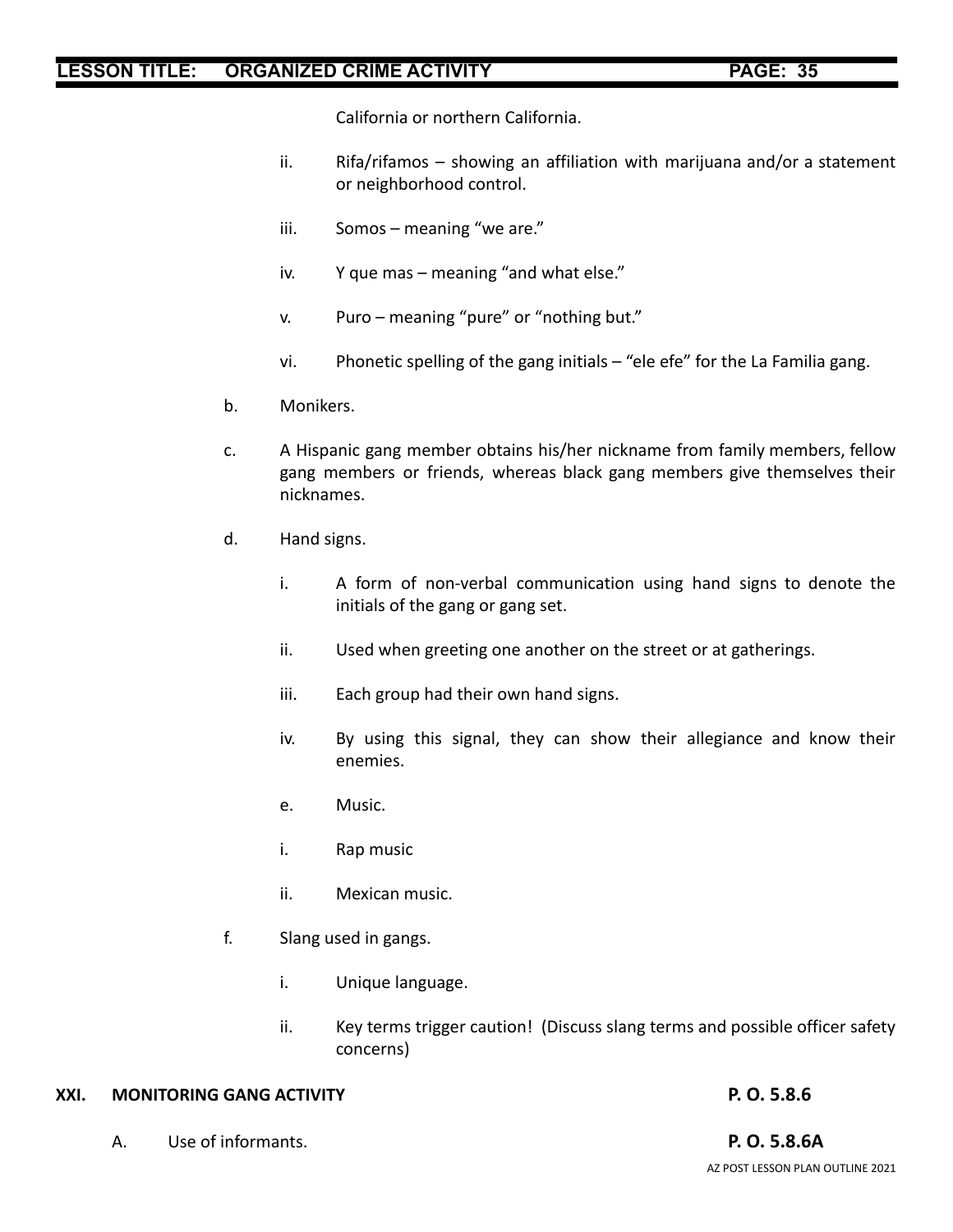California or northern California.

ii. Rifa/rifamos – showing an affiliation with marijuana and/or a statement or neighborhood control.

iii. Somos – meaning "we are."

iv. Y que mas – meaning "and what else."

v. Puro – meaning "pure" or "nothing but."

vi. Phonetic spelling of the gang initials – "ele efe" for the La Familia gang.

b. Monikers.

c. A Hispanic gang member obtains his/her nickname from family members, fellow gang members or friends, whereas black gang members give themselves their nicknames.

d. Hand signs.

i. A form of non-verbal communication using hand signs to denote the initials of the gang or gang set.

ii. Used when greeting one another on the street or at gatherings.

iii. Each group had their own hand signs.

iv. By using this signal, they can show their allegiance and know their enemies.

e. Music.

i. Rap music

ii. Mexican music.

f. Slang used in gangs.

i. Unique language.

ii. Key terms trigger caution! (Discuss slang terms and possible officer safety concerns)

**XXI. MONITORING GANG ACTIVITY** **P. O. 5.8.6**

A. Use of informants. **P. O. 5.8.6A**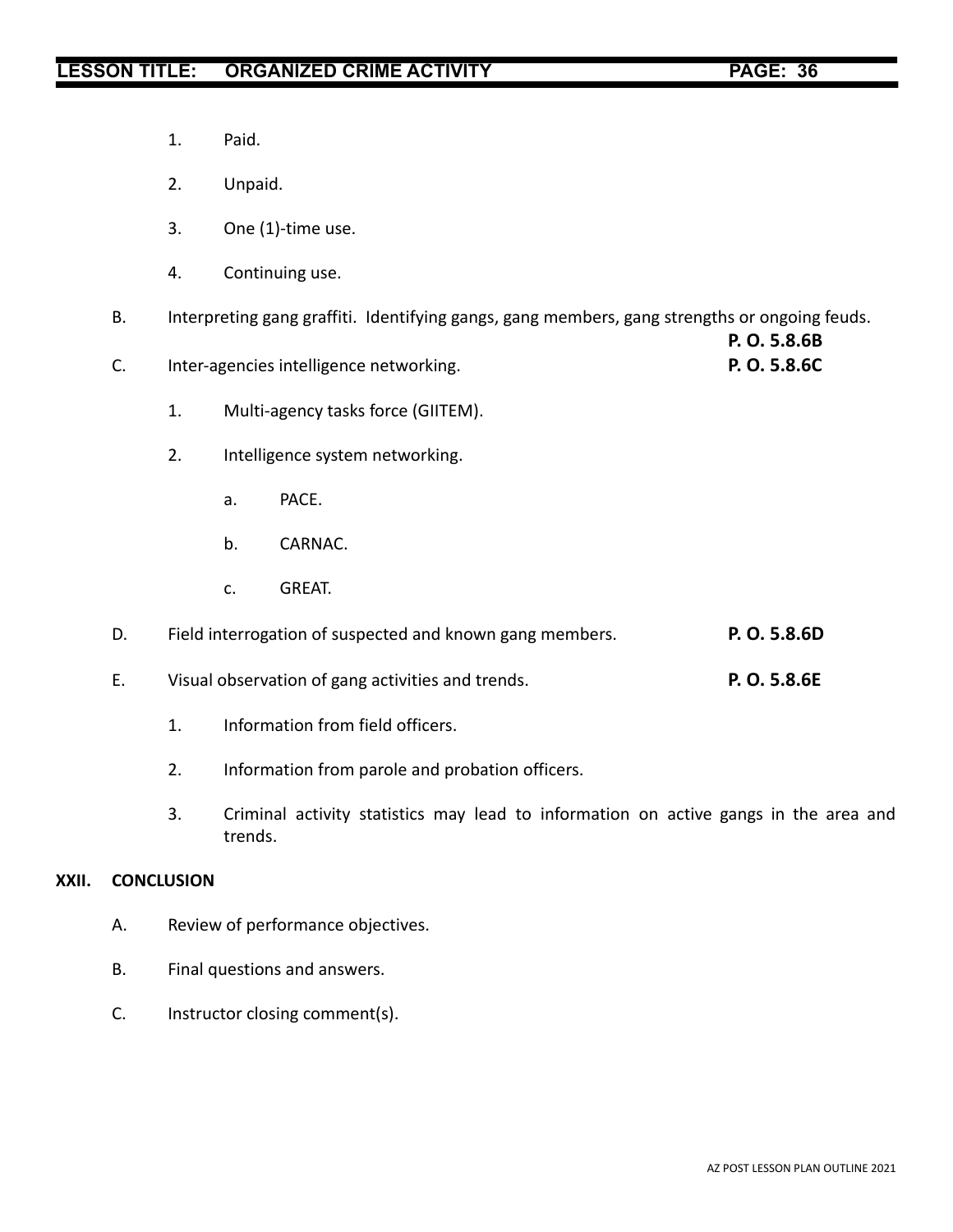1. Paid.

2. Unpaid.

3. One (1)-time use.

4. Continuing use.

B. Interpreting gang graffiti. Identifying gangs, gang members, gang strengths or ongoing feuds. **P. O. 5.8.6B**

C. Inter-agencies intelligence networking. **P. O. 5.8.6C**

1. Multi-agency tasks force (GIITEM).

2. Intelligence system networking.

   a. PACE.

   b. CARNAC.

   c. GREAT.

D. Field interrogation of suspected and known gang members. **P. O. 5.8.6D**

E. Visual observation of gang activities and trends. **P. O. 5.8.6E**

1. Information from field officers.

2. Information from parole and probation officers.

3. Criminal activity statistics may lead to information on active gangs in the area and trends.

## XXII. CONCLUSION

A. Review of performance objectives.

B. Final questions and answers.

C. Instructor closing comment(s).